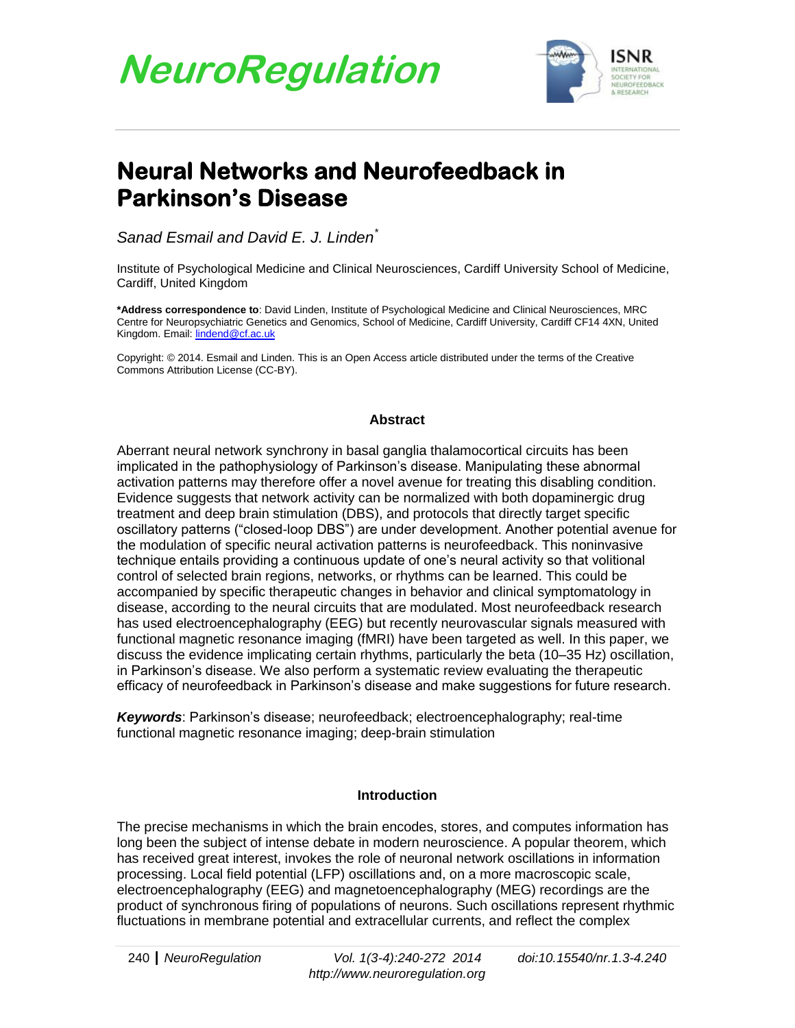# Neural Networks and Neurofeedback in Parkinson's Disease

*Sanad Esmail and David E. J. Linden**

Institute of Psychological Medicine and Clinical Neurosciences, Cardiff University School of Medicine, Cardiff, United Kingdom

**\*Address correspondence to**: David Linden, Institute of Psychological Medicine and Clinical Neurosciences, MRC Centre for Neuropsychiatric Genetics and Genomics, School of Medicine, Cardiff University, Cardiff CF14 4XN, United Kingdom. Email: lindend@cf.ac.uk

Copyright: © 2014. Esmail and Linden. This is an Open Access article distributed under the terms of the Creative Commons Attribution License (CC-BY).

## Abstract

Aberrant neural network synchrony in basal ganglia thalamocortical circuits has been implicated in the pathophysiology of Parkinson's disease. Manipulating these abnormal activation patterns may therefore offer a novel avenue for treating this disabling condition. Evidence suggests that network activity can be normalized with both dopaminergic drug treatment and deep brain stimulation (DBS), and protocols that directly target specific oscillatory patterns ("closed-loop DBS") are under development. Another potential avenue for the modulation of specific neural activation patterns is neurofeedback. This noninvasive technique entails providing a continuous update of one's neural activity so that volitional control of selected brain regions, networks, or rhythms can be learned. This could be accompanied by specific therapeutic changes in behavior and clinical symptomatology in disease, according to the neural circuits that are modulated. Most neurofeedback research has used electroencephalography (EEG) but recently neurovascular signals measured with functional magnetic resonance imaging (fMRI) have been targeted as well. In this paper, we discuss the evidence implicating certain rhythms, particularly the beta (10–35 Hz) oscillation, in Parkinson's disease. We also perform a systematic review evaluating the therapeutic efficacy of neurofeedback in Parkinson's disease and make suggestions for future research.

***Keywords***: Parkinson's disease; neurofeedback; electroencephalography; real-time functional magnetic resonance imaging; deep-brain stimulation

## Introduction

The precise mechanisms in which the brain encodes, stores, and computes information has long been the subject of intense debate in modern neuroscience. A popular theorem, which has received great interest, invokes the role of neuronal network oscillations in information processing. Local field potential (LFP) oscillations and, on a more macroscopic scale, electroencephalography (EEG) and magnetoencephalography (MEG) recordings are the product of synchronous firing of populations of neurons. Such oscillations represent rhythmic fluctuations in membrane potential and extracellular currents, and reflect the complex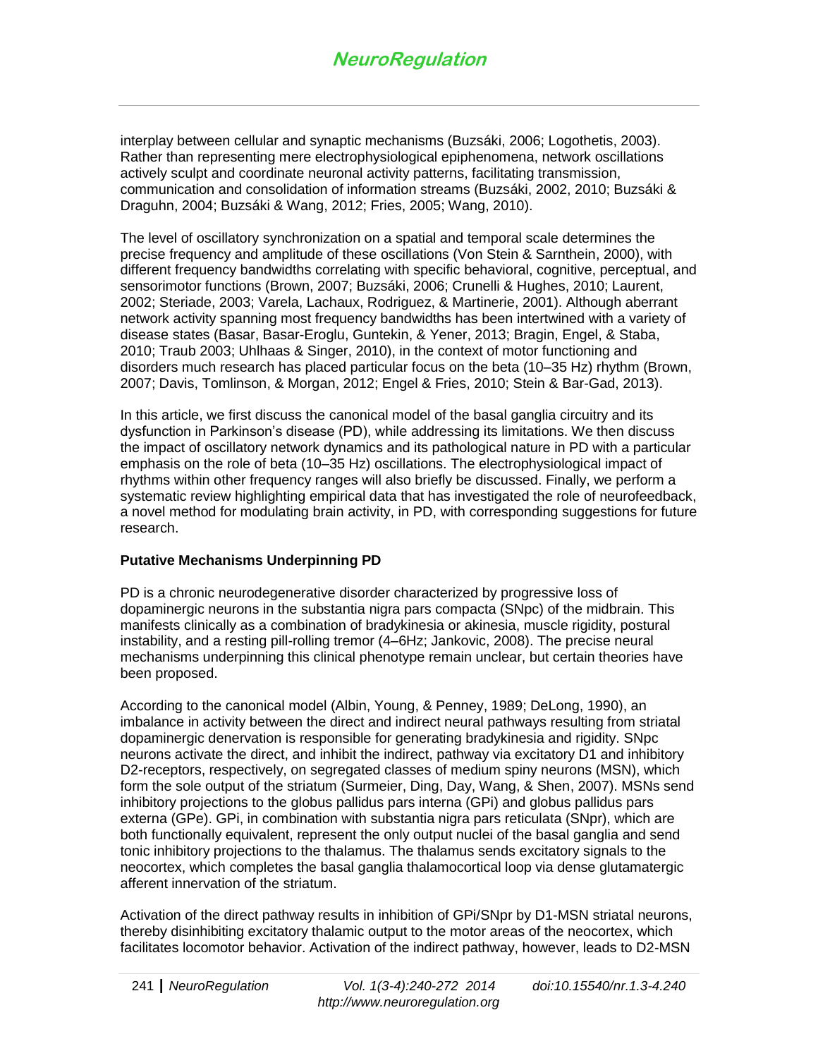interplay between cellular and synaptic mechanisms (Buzsáki, 2006; Logothetis, 2003). Rather than representing mere electrophysiological epiphenomena, network oscillations actively sculpt and coordinate neuronal activity patterns, facilitating transmission, communication and consolidation of information streams (Buzsáki, 2002, 2010; Buzsáki & Draguhn, 2004; Buzsáki & Wang, 2012; Fries, 2005; Wang, 2010).

The level of oscillatory synchronization on a spatial and temporal scale determines the precise frequency and amplitude of these oscillations (Von Stein & Sarnthein, 2000), with different frequency bandwidths correlating with specific behavioral, cognitive, perceptual, and sensorimotor functions (Brown, 2007; Buzsáki, 2006; Crunelli & Hughes, 2010; Laurent, 2002; Steriade, 2003; Varela, Lachaux, Rodriguez, & Martinerie, 2001). Although aberrant network activity spanning most frequency bandwidths has been intertwined with a variety of disease states (Basar, Basar-Eroglu, Guntekin, & Yener, 2013; Bragin, Engel, & Staba, 2010; Traub 2003; Uhlhaas & Singer, 2010), in the context of motor functioning and disorders much research has placed particular focus on the beta (10–35 Hz) rhythm (Brown, 2007; Davis, Tomlinson, & Morgan, 2012; Engel & Fries, 2010; Stein & Bar-Gad, 2013).

In this article, we first discuss the canonical model of the basal ganglia circuitry and its dysfunction in Parkinson's disease (PD), while addressing its limitations. We then discuss the impact of oscillatory network dynamics and its pathological nature in PD with a particular emphasis on the role of beta (10–35 Hz) oscillations. The electrophysiological impact of rhythms within other frequency ranges will also briefly be discussed. Finally, we perform a systematic review highlighting empirical data that has investigated the role of neurofeedback, a novel method for modulating brain activity, in PD, with corresponding suggestions for future research.

**Putative Mechanisms Underpinning PD**

PD is a chronic neurodegenerative disorder characterized by progressive loss of dopaminergic neurons in the substantia nigra pars compacta (SNpc) of the midbrain. This manifests clinically as a combination of bradykinesia or akinesia, muscle rigidity, postural instability, and a resting pill-rolling tremor (4–6Hz; Jankovic, 2008). The precise neural mechanisms underpinning this clinical phenotype remain unclear, but certain theories have been proposed.

According to the canonical model (Albin, Young, & Penney, 1989; DeLong, 1990), an imbalance in activity between the direct and indirect neural pathways resulting from striatal dopaminergic denervation is responsible for generating bradykinesia and rigidity. SNpc neurons activate the direct, and inhibit the indirect, pathway via excitatory D1 and inhibitory D2-receptors, respectively, on segregated classes of medium spiny neurons (MSN), which form the sole output of the striatum (Surmeier, Ding, Day, Wang, & Shen, 2007). MSNs send inhibitory projections to the globus pallidus pars interna (GPi) and globus pallidus pars externa (GPe). GPi, in combination with substantia nigra pars reticulata (SNpr), which are both functionally equivalent, represent the only output nuclei of the basal ganglia and send tonic inhibitory projections to the thalamus. The thalamus sends excitatory signals to the neocortex, which completes the basal ganglia thalamocortical loop via dense glutamatergic afferent innervation of the striatum.

Activation of the direct pathway results in inhibition of GPi/SNpr by D1-MSN striatal neurons, thereby disinhibiting excitatory thalamic output to the motor areas of the neocortex, which facilitates locomotor behavior. Activation of the indirect pathway, however, leads to D2-MSN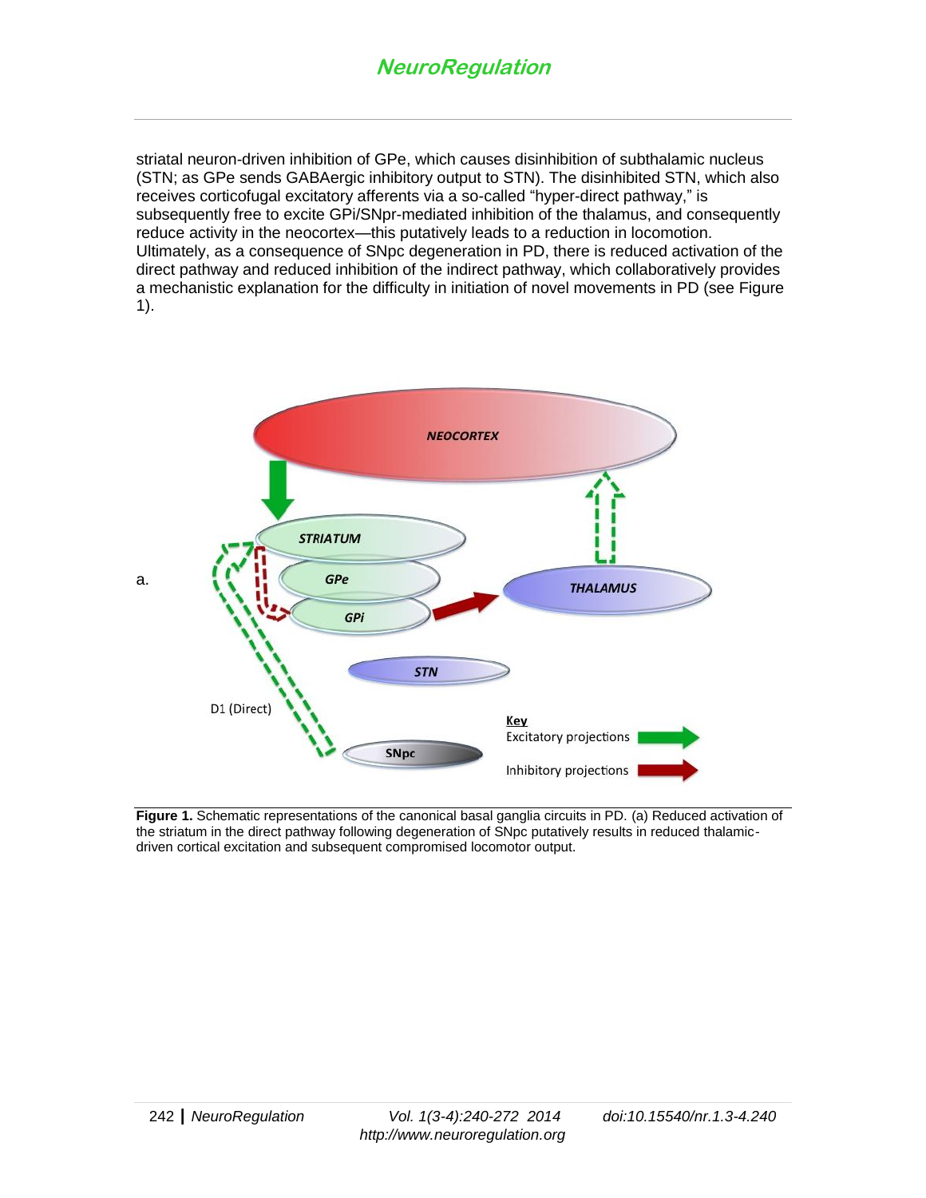striatal neuron-driven inhibition of GPe, which causes disinhibition of subthalamic nucleus (STN; as GPe sends GABAergic inhibitory output to STN). The disinhibited STN, which also receives corticofugal excitatory afferents via a so-called “hyper-direct pathway,” is subsequently free to excite GPi/SNpr-mediated inhibition of the thalamus, and consequently reduce activity in the neocortex—this putatively leads to a reduction in locomotion. Ultimately, as a consequence of SNpc degeneration in PD, there is reduced activation of the direct pathway and reduced inhibition of the indirect pathway, which collaboratively provides a mechanistic explanation for the difficulty in initiation of novel movements in PD (see Figure 1).

**Figure 1.** Schematic representations of the canonical basal ganglia circuits in PD. (a) Reduced activation of the striatum in the direct pathway following degeneration of SNpc putatively results in reduced thalamic-driven cortical excitation and subsequent compromised locomotor output.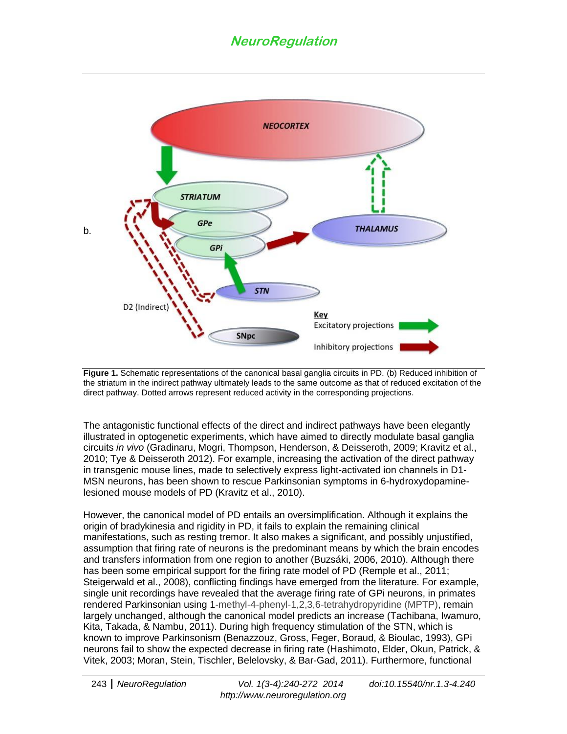b.

**Figure 1.** Schematic representations of the canonical basal ganglia circuits in PD. (b) Reduced inhibition of the striatum in the indirect pathway ultimately leads to the same outcome as that of reduced excitation of the direct pathway. Dotted arrows represent reduced activity in the corresponding projections.

The antagonistic functional effects of the direct and indirect pathways have been elegantly illustrated in optogenetic experiments, which have aimed to directly modulate basal ganglia circuits *in vivo* (Gradinaru, Mogri, Thompson, Henderson, & Deisseroth, 2009; Kravitz et al., 2010; Tye & Deisseroth 2012). For example, increasing the activation of the direct pathway in transgenic mouse lines, made to selectively express light-activated ion channels in D1-MSN neurons, has been shown to rescue Parkinsonian symptoms in 6-hydroxydopamine-lesioned mouse models of PD (Kravitz et al., 2010).

However, the canonical model of PD entails an oversimplification. Although it explains the origin of bradykinesia and rigidity in PD, it fails to explain the remaining clinical manifestations, such as resting tremor. It also makes a significant, and possibly unjustified, assumption that firing rate of neurons is the predominant means by which the brain encodes and transfers information from one region to another (Buzsáki, 2006, 2010). Although there has been some empirical support for the firing rate model of PD (Remple et al., 2011; Steigerwald et al., 2008), conflicting findings have emerged from the literature. For example, single unit recordings have revealed that the average firing rate of GPi neurons, in primates rendered Parkinsonian using 1-methyl-4-phenyl-1,2,3,6-tetrahydropyridine (MPTP), remain largely unchanged, although the canonical model predicts an increase (Tachibana, Iwamuro, Kita, Takada, & Nambu, 2011). During high frequency stimulation of the STN, which is known to improve Parkinsonism (Benazzouz, Gross, Feger, Boraud, & Bioulac, 1993), GPi neurons fail to show the expected decrease in firing rate (Hashimoto, Elder, Okun, Patrick, & Vitek, 2003; Moran, Stein, Tischler, Belelovsky, & Bar-Gad, 2011). Furthermore, functional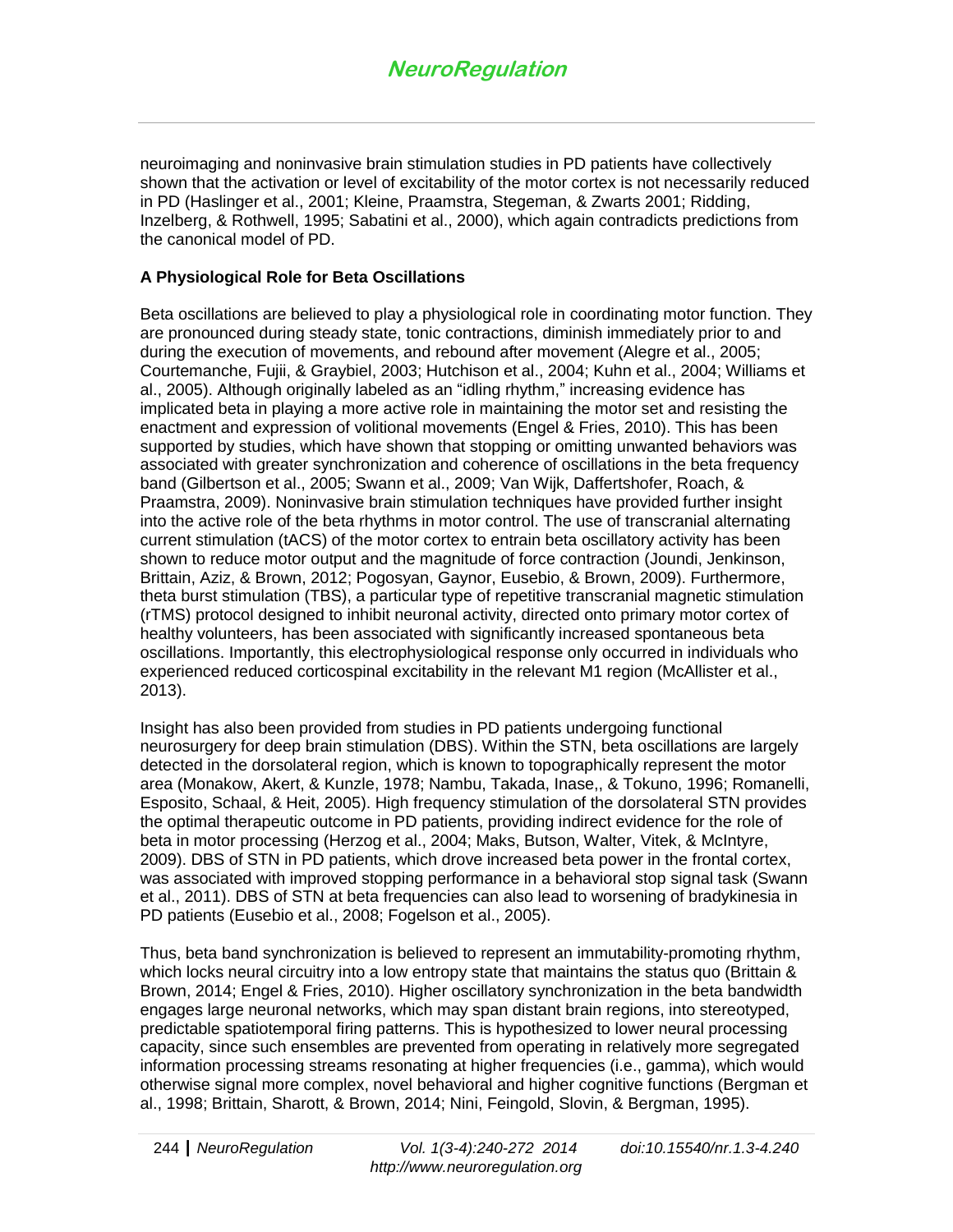neuroimaging and noninvasive brain stimulation studies in PD patients have collectively shown that the activation or level of excitability of the motor cortex is not necessarily reduced in PD (Haslinger et al., 2001; Kleine, Praamstra, Stegeman, & Zwarts 2001; Ridding, Inzelberg, & Rothwell, 1995; Sabatini et al., 2000), which again contradicts predictions from the canonical model of PD.

### A Physiological Role for Beta Oscillations

Beta oscillations are believed to play a physiological role in coordinating motor function. They are pronounced during steady state, tonic contractions, diminish immediately prior to and during the execution of movements, and rebound after movement (Alegre et al., 2005; Courtemanche, Fujii, & Graybiel, 2003; Hutchison et al., 2004; Kuhn et al., 2004; Williams et al., 2005). Although originally labeled as an "idling rhythm," increasing evidence has implicated beta in playing a more active role in maintaining the motor set and resisting the enactment and expression of volitional movements (Engel & Fries, 2010). This has been supported by studies, which have shown that stopping or omitting unwanted behaviors was associated with greater synchronization and coherence of oscillations in the beta frequency band (Gilbertson et al., 2005; Swann et al., 2009; Van Wijk, Daffertshofer, Roach, & Praamstra, 2009). Noninvasive brain stimulation techniques have provided further insight into the active role of the beta rhythms in motor control. The use of transcranial alternating current stimulation (tACS) of the motor cortex to entrain beta oscillatory activity has been shown to reduce motor output and the magnitude of force contraction (Joundi, Jenkinson, Brittain, Aziz, & Brown, 2012; Pogosyan, Gaynor, Eusebio, & Brown, 2009). Furthermore, theta burst stimulation (TBS), a particular type of repetitive transcranial magnetic stimulation (rTMS) protocol designed to inhibit neuronal activity, directed onto primary motor cortex of healthy volunteers, has been associated with significantly increased spontaneous beta oscillations. Importantly, this electrophysiological response only occurred in individuals who experienced reduced corticospinal excitability in the relevant M1 region (McAllister et al., 2013).

Insight has also been provided from studies in PD patients undergoing functional neurosurgery for deep brain stimulation (DBS). Within the STN, beta oscillations are largely detected in the dorsolateral region, which is known to topographically represent the motor area (Monakow, Akert, & Kunzle, 1978; Nambu, Takada, Inase,, & Tokuno, 1996; Romanelli, Esposito, Schaal, & Heit, 2005). High frequency stimulation of the dorsolateral STN provides the optimal therapeutic outcome in PD patients, providing indirect evidence for the role of beta in motor processing (Herzog et al., 2004; Maks, Butson, Walter, Vitek, & McIntyre, 2009). DBS of STN in PD patients, which drove increased beta power in the frontal cortex, was associated with improved stopping performance in a behavioral stop signal task (Swann et al., 2011). DBS of STN at beta frequencies can also lead to worsening of bradykinesia in PD patients (Eusebio et al., 2008; Fogelson et al., 2005).

Thus, beta band synchronization is believed to represent an immutability-promoting rhythm, which locks neural circuitry into a low entropy state that maintains the status quo (Brittain & Brown, 2014; Engel & Fries, 2010). Higher oscillatory synchronization in the beta bandwidth engages large neuronal networks, which may span distant brain regions, into stereotyped, predictable spatiotemporal firing patterns. This is hypothesized to lower neural processing capacity, since such ensembles are prevented from operating in relatively more segregated information processing streams resonating at higher frequencies (i.e., gamma), which would otherwise signal more complex, novel behavioral and higher cognitive functions (Bergman et al., 1998; Brittain, Sharott, & Brown, 2014; Nini, Feingold, Slovin, & Bergman, 1995).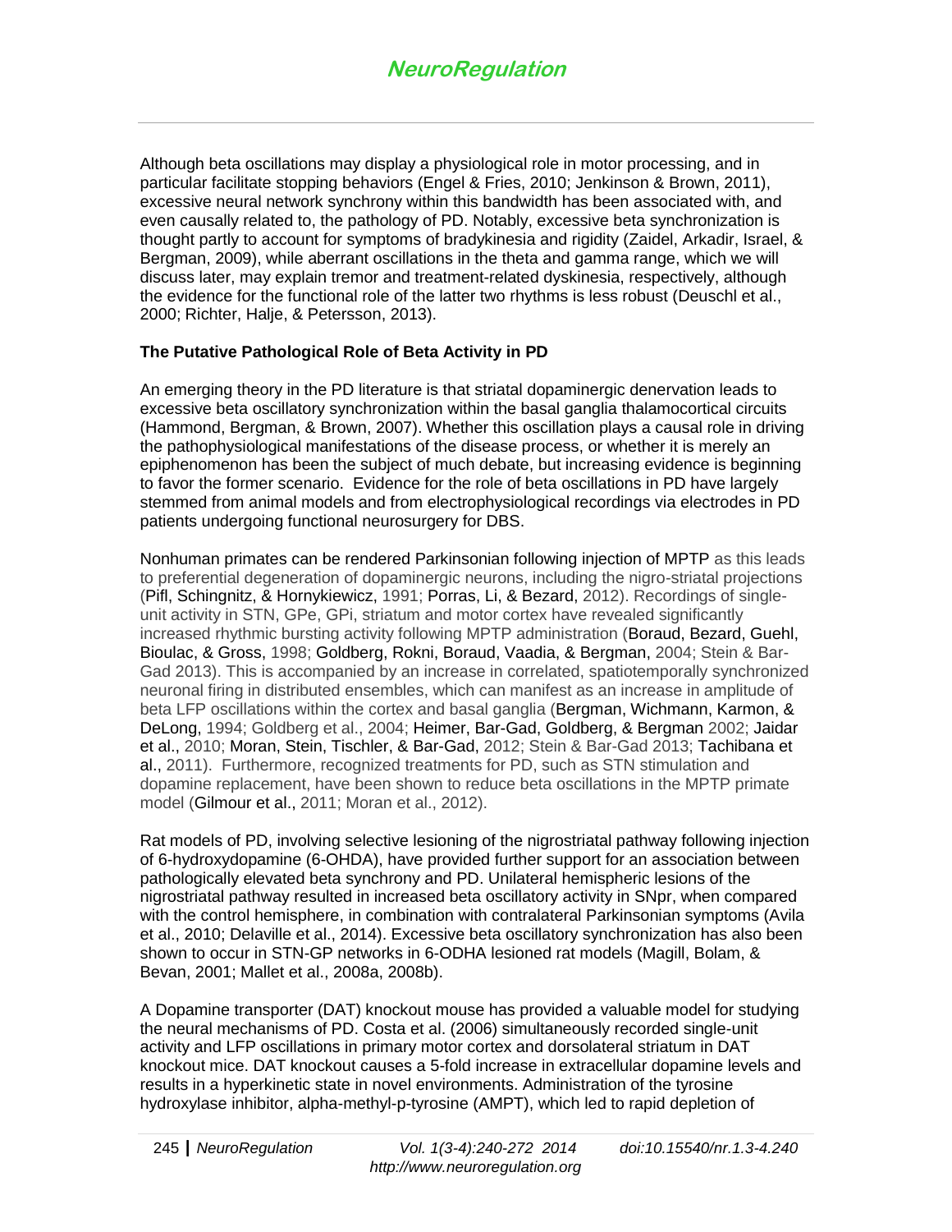Although beta oscillations may display a physiological role in motor processing, and in particular facilitate stopping behaviors (Engel & Fries, 2010; Jenkinson & Brown, 2011), excessive neural network synchrony within this bandwidth has been associated with, and even causally related to, the pathology of PD. Notably, excessive beta synchronization is thought partly to account for symptoms of bradykinesia and rigidity (Zaidel, Arkadir, Israel, & Bergman, 2009), while aberrant oscillations in the theta and gamma range, which we will discuss later, may explain tremor and treatment-related dyskinesia, respectively, although the evidence for the functional role of the latter two rhythms is less robust (Deuschl et al., 2000; Richter, Halje, & Petersson, 2013).

**The Putative Pathological Role of Beta Activity in PD**

An emerging theory in the PD literature is that striatal dopaminergic denervation leads to excessive beta oscillatory synchronization within the basal ganglia thalamocortical circuits (Hammond, Bergman, & Brown, 2007). Whether this oscillation plays a causal role in driving the pathophysiological manifestations of the disease process, or whether it is merely an epiphenomenon has been the subject of much debate, but increasing evidence is beginning to favor the former scenario. Evidence for the role of beta oscillations in PD have largely stemmed from animal models and from electrophysiological recordings via electrodes in PD patients undergoing functional neurosurgery for DBS.

Nonhuman primates can be rendered Parkinsonian following injection of MPTP as this leads to preferential degeneration of dopaminergic neurons, including the nigro-striatal projections (Pifl, Schingnitz, & Hornykiewicz, 1991; Porras, Li, & Bezard, 2012). Recordings of single-unit activity in STN, GPe, GPi, striatum and motor cortex have revealed significantly increased rhythmic bursting activity following MPTP administration (Boraud, Bezard, Guehl, Bioulac, & Gross, 1998; Goldberg, Rokni, Boraud, Vaadia, & Bergman, 2004; Stein & Bar-Gad 2013). This is accompanied by an increase in correlated, spatiotemporally synchronized neuronal firing in distributed ensembles, which can manifest as an increase in amplitude of beta LFP oscillations within the cortex and basal ganglia (Bergman, Wichmann, Karmon, & DeLong, 1994; Goldberg et al., 2004; Heimer, Bar-Gad, Goldberg, & Bergman 2002; Jaidar et al., 2010; Moran, Stein, Tischler, & Bar-Gad, 2012; Stein & Bar-Gad 2013; Tachibana et al., 2011). Furthermore, recognized treatments for PD, such as STN stimulation and dopamine replacement, have been shown to reduce beta oscillations in the MPTP primate model (Gilmour et al., 2011; Moran et al., 2012).

Rat models of PD, involving selective lesioning of the nigrostriatal pathway following injection of 6-hydroxydopamine (6-OHDA), have provided further support for an association between pathologically elevated beta synchrony and PD. Unilateral hemispheric lesions of the nigrostriatal pathway resulted in increased beta oscillatory activity in SNpr, when compared with the control hemisphere, in combination with contralateral Parkinsonian symptoms (Avila et al., 2010; Delaville et al., 2014). Excessive beta oscillatory synchronization has also been shown to occur in STN-GP networks in 6-ODHA lesioned rat models (Magill, Bolam, & Bevan, 2001; Mallet et al., 2008a, 2008b).

A Dopamine transporter (DAT) knockout mouse has provided a valuable model for studying the neural mechanisms of PD. Costa et al. (2006) simultaneously recorded single-unit activity and LFP oscillations in primary motor cortex and dorsolateral striatum in DAT knockout mice. DAT knockout causes a 5-fold increase in extracellular dopamine levels and results in a hyperkinetic state in novel environments. Administration of the tyrosine hydroxylase inhibitor, alpha-methyl-p-tyrosine (AMPT), which led to rapid depletion of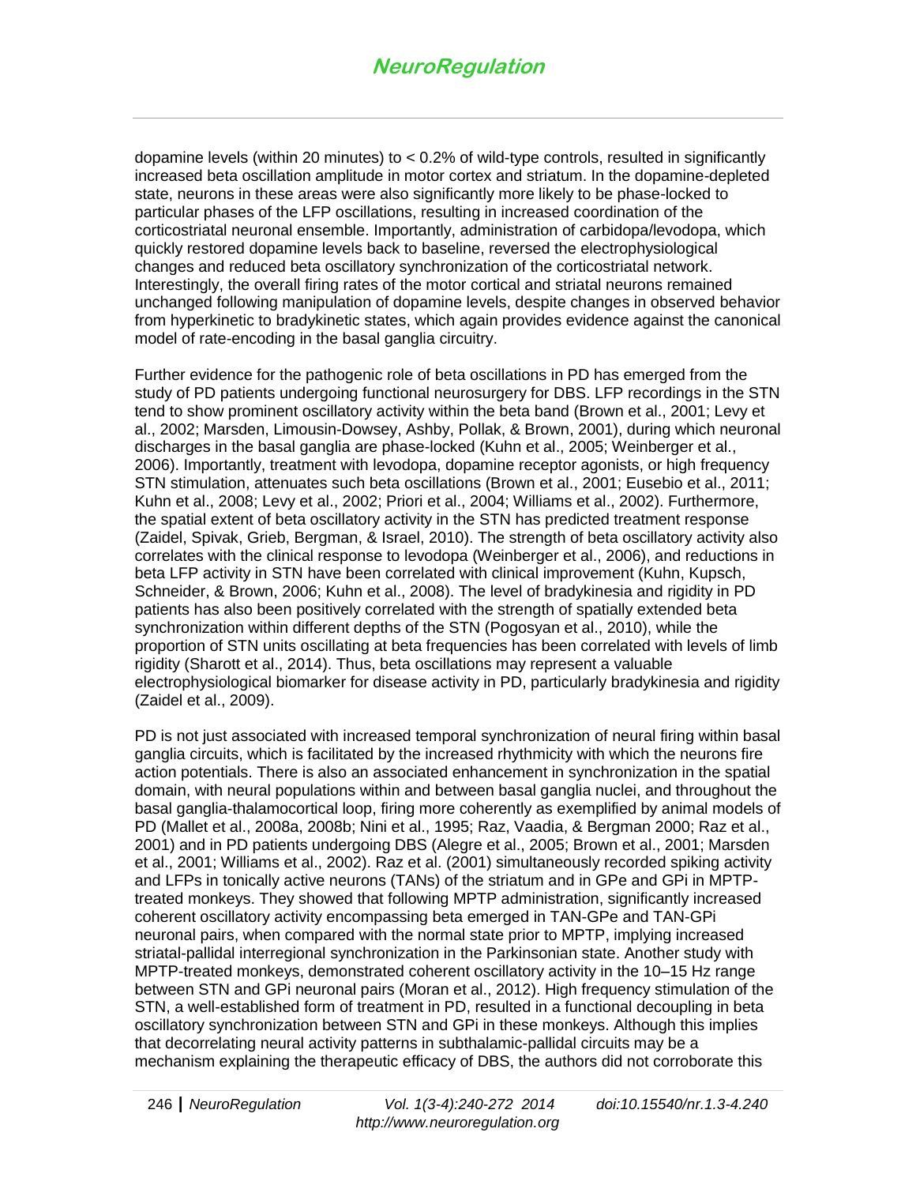dopamine levels (within 20 minutes) to < 0.2% of wild-type controls, resulted in significantly increased beta oscillation amplitude in motor cortex and striatum. In the dopamine-depleted state, neurons in these areas were also significantly more likely to be phase-locked to particular phases of the LFP oscillations, resulting in increased coordination of the corticostriatal neuronal ensemble. Importantly, administration of carbidopa/levodopa, which quickly restored dopamine levels back to baseline, reversed the electrophysiological changes and reduced beta oscillatory synchronization of the corticostriatal network. Interestingly, the overall firing rates of the motor cortical and striatal neurons remained unchanged following manipulation of dopamine levels, despite changes in observed behavior from hyperkinetic to bradykinetic states, which again provides evidence against the canonical model of rate-encoding in the basal ganglia circuitry.

Further evidence for the pathogenic role of beta oscillations in PD has emerged from the study of PD patients undergoing functional neurosurgery for DBS. LFP recordings in the STN tend to show prominent oscillatory activity within the beta band (Brown et al., 2001; Levy et al., 2002; Marsden, Limousin-Dowsey, Ashby, Pollak, & Brown, 2001), during which neuronal discharges in the basal ganglia are phase-locked (Kuhn et al., 2005; Weinberger et al., 2006). Importantly, treatment with levodopa, dopamine receptor agonists, or high frequency STN stimulation, attenuates such beta oscillations (Brown et al., 2001; Eusebio et al., 2011; Kuhn et al., 2008; Levy et al., 2002; Priori et al., 2004; Williams et al., 2002). Furthermore, the spatial extent of beta oscillatory activity in the STN has predicted treatment response (Zaidel, Spivak, Grieb, Bergman, & Israel, 2010). The strength of beta oscillatory activity also correlates with the clinical response to levodopa (Weinberger et al., 2006), and reductions in beta LFP activity in STN have been correlated with clinical improvement (Kuhn, Kupsch, Schneider, & Brown, 2006; Kuhn et al., 2008). The level of bradykinesia and rigidity in PD patients has also been positively correlated with the strength of spatially extended beta synchronization within different depths of the STN (Pogosyan et al., 2010), while the proportion of STN units oscillating at beta frequencies has been correlated with levels of limb rigidity (Sharott et al., 2014). Thus, beta oscillations may represent a valuable electrophysiological biomarker for disease activity in PD, particularly bradykinesia and rigidity (Zaidel et al., 2009).

PD is not just associated with increased temporal synchronization of neural firing within basal ganglia circuits, which is facilitated by the increased rhythmicity with which the neurons fire action potentials. There is also an associated enhancement in synchronization in the spatial domain, with neural populations within and between basal ganglia nuclei, and throughout the basal ganglia-thalamocortical loop, firing more coherently as exemplified by animal models of PD (Mallet et al., 2008a, 2008b; Nini et al., 1995; Raz, Vaadia, & Bergman 2000; Raz et al., 2001) and in PD patients undergoing DBS (Alegre et al., 2005; Brown et al., 2001; Marsden et al., 2001; Williams et al., 2002). Raz et al. (2001) simultaneously recorded spiking activity and LFPs in tonically active neurons (TANs) of the striatum and in GPe and GPi in MPTP-treated monkeys. They showed that following MPTP administration, significantly increased coherent oscillatory activity encompassing beta emerged in TAN-GPe and TAN-GPi neuronal pairs, when compared with the normal state prior to MPTP, implying increased striatal-pallidal interregional synchronization in the Parkinsonian state. Another study with MPTP-treated monkeys, demonstrated coherent oscillatory activity in the 10–15 Hz range between STN and GPi neuronal pairs (Moran et al., 2012). High frequency stimulation of the STN, a well-established form of treatment in PD, resulted in a functional decoupling in beta oscillatory synchronization between STN and GPi in these monkeys. Although this implies that decorrelating neural activity patterns in subthalamic-pallidal circuits may be a mechanism explaining the therapeutic efficacy of DBS, the authors did not corroborate this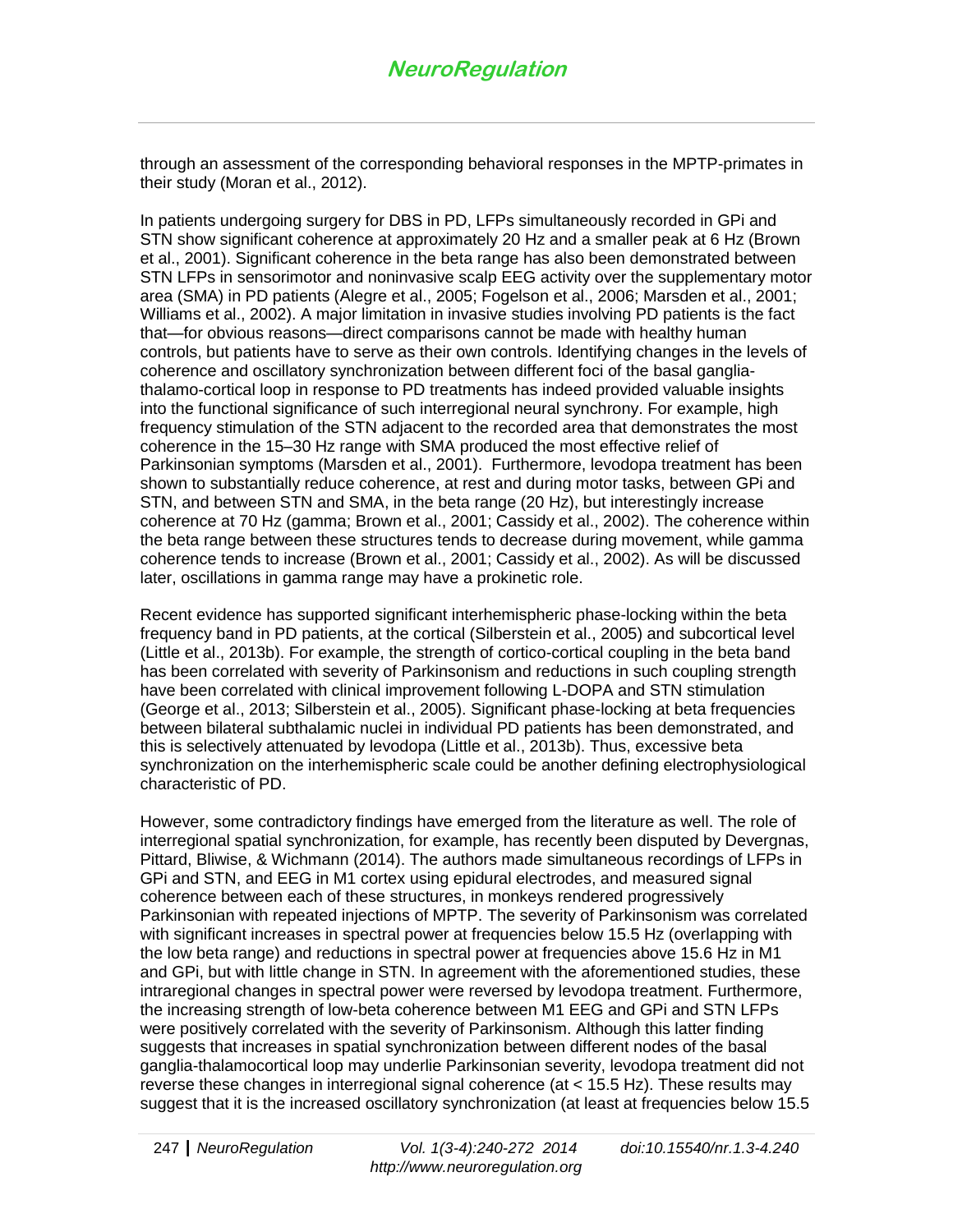through an assessment of the corresponding behavioral responses in the MPTP-primates in their study (Moran et al., 2012).

In patients undergoing surgery for DBS in PD, LFPs simultaneously recorded in GPi and STN show significant coherence at approximately 20 Hz and a smaller peak at 6 Hz (Brown et al., 2001). Significant coherence in the beta range has also been demonstrated between STN LFPs in sensorimotor and noninvasive scalp EEG activity over the supplementary motor area (SMA) in PD patients (Alegre et al., 2005; Fogelson et al., 2006; Marsden et al., 2001; Williams et al., 2002). A major limitation in invasive studies involving PD patients is the fact that—for obvious reasons—direct comparisons cannot be made with healthy human controls, but patients have to serve as their own controls. Identifying changes in the levels of coherence and oscillatory synchronization between different foci of the basal ganglia-thalamo-cortical loop in response to PD treatments has indeed provided valuable insights into the functional significance of such interregional neural synchrony. For example, high frequency stimulation of the STN adjacent to the recorded area that demonstrates the most coherence in the 15–30 Hz range with SMA produced the most effective relief of Parkinsonian symptoms (Marsden et al., 2001). Furthermore, levodopa treatment has been shown to substantially reduce coherence, at rest and during motor tasks, between GPi and STN, and between STN and SMA, in the beta range (20 Hz), but interestingly increase coherence at 70 Hz (gamma; Brown et al., 2001; Cassidy et al., 2002). The coherence within the beta range between these structures tends to decrease during movement, while gamma coherence tends to increase (Brown et al., 2001; Cassidy et al., 2002). As will be discussed later, oscillations in gamma range may have a prokinetic role.

Recent evidence has supported significant interhemispheric phase-locking within the beta frequency band in PD patients, at the cortical (Silberstein et al., 2005) and subcortical level (Little et al., 2013b). For example, the strength of cortico-cortical coupling in the beta band has been correlated with severity of Parkinsonism and reductions in such coupling strength have been correlated with clinical improvement following L-DOPA and STN stimulation (George et al., 2013; Silberstein et al., 2005). Significant phase-locking at beta frequencies between bilateral subthalamic nuclei in individual PD patients has been demonstrated, and this is selectively attenuated by levodopa (Little et al., 2013b). Thus, excessive beta synchronization on the interhemispheric scale could be another defining electrophysiological characteristic of PD.

However, some contradictory findings have emerged from the literature as well. The role of interregional spatial synchronization, for example, has recently been disputed by Devergnas, Pittard, Bliwise, & Wichmann (2014). The authors made simultaneous recordings of LFPs in GPi and STN, and EEG in M1 cortex using epidural electrodes, and measured signal coherence between each of these structures, in monkeys rendered progressively Parkinsonian with repeated injections of MPTP. The severity of Parkinsonism was correlated with significant increases in spectral power at frequencies below 15.5 Hz (overlapping with the low beta range) and reductions in spectral power at frequencies above 15.6 Hz in M1 and GPi, but with little change in STN. In agreement with the aforementioned studies, these intraregional changes in spectral power were reversed by levodopa treatment. Furthermore, the increasing strength of low-beta coherence between M1 EEG and GPi and STN LFPs were positively correlated with the severity of Parkinsonism. Although this latter finding suggests that increases in spatial synchronization between different nodes of the basal ganglia-thalamocortical loop may underlie Parkinsonian severity, levodopa treatment did not reverse these changes in interregional signal coherence (at < 15.5 Hz). These results may suggest that it is the increased oscillatory synchronization (at least at frequencies below 15.5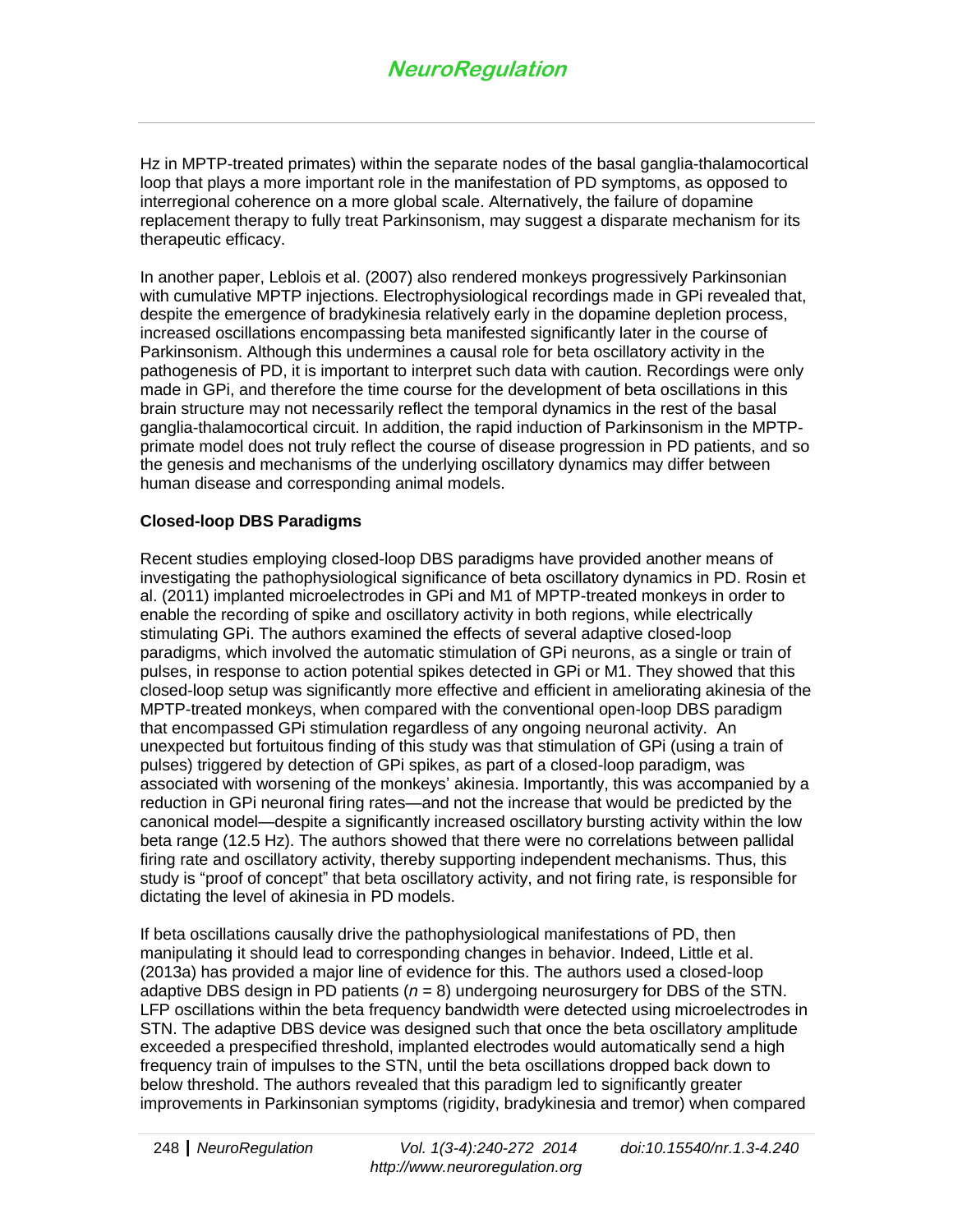Hz in MPTP-treated primates) within the separate nodes of the basal ganglia-thalamocortical loop that plays a more important role in the manifestation of PD symptoms, as opposed to interregional coherence on a more global scale. Alternatively, the failure of dopamine replacement therapy to fully treat Parkinsonism, may suggest a disparate mechanism for its therapeutic efficacy.

In another paper, Leblois et al. (2007) also rendered monkeys progressively Parkinsonian with cumulative MPTP injections. Electrophysiological recordings made in GPi revealed that, despite the emergence of bradykinesia relatively early in the dopamine depletion process, increased oscillations encompassing beta manifested significantly later in the course of Parkinsonism. Although this undermines a causal role for beta oscillatory activity in the pathogenesis of PD, it is important to interpret such data with caution. Recordings were only made in GPi, and therefore the time course for the development of beta oscillations in this brain structure may not necessarily reflect the temporal dynamics in the rest of the basal ganglia-thalamocortical circuit. In addition, the rapid induction of Parkinsonism in the MPTP-primate model does not truly reflect the course of disease progression in PD patients, and so the genesis and mechanisms of the underlying oscillatory dynamics may differ between human disease and corresponding animal models.

**Closed-loop DBS Paradigms**

Recent studies employing closed-loop DBS paradigms have provided another means of investigating the pathophysiological significance of beta oscillatory dynamics in PD. Rosin et al. (2011) implanted microelectrodes in GPi and M1 of MPTP-treated monkeys in order to enable the recording of spike and oscillatory activity in both regions, while electrically stimulating GPi. The authors examined the effects of several adaptive closed-loop paradigms, which involved the automatic stimulation of GPi neurons, as a single or train of pulses, in response to action potential spikes detected in GPi or M1. They showed that this closed-loop setup was significantly more effective and efficient in ameliorating akinesia of the MPTP-treated monkeys, when compared with the conventional open-loop DBS paradigm that encompassed GPi stimulation regardless of any ongoing neuronal activity. An unexpected but fortuitous finding of this study was that stimulation of GPi (using a train of pulses) triggered by detection of GPi spikes, as part of a closed-loop paradigm, was associated with worsening of the monkeys' akinesia. Importantly, this was accompanied by a reduction in GPi neuronal firing rates—and not the increase that would be predicted by the canonical model—despite a significantly increased oscillatory bursting activity within the low beta range (12.5 Hz). The authors showed that there were no correlations between pallidal firing rate and oscillatory activity, thereby supporting independent mechanisms. Thus, this study is "proof of concept" that beta oscillatory activity, and not firing rate, is responsible for dictating the level of akinesia in PD models.

If beta oscillations causally drive the pathophysiological manifestations of PD, then manipulating it should lead to corresponding changes in behavior. Indeed, Little et al. (2013a) has provided a major line of evidence for this. The authors used a closed-loop adaptive DBS design in PD patients ($n = 8$) undergoing neurosurgery for DBS of the STN. LFP oscillations within the beta frequency bandwidth were detected using microelectrodes in STN. The adaptive DBS device was designed such that once the beta oscillatory amplitude exceeded a prespecified threshold, implanted electrodes would automatically send a high frequency train of impulses to the STN, until the beta oscillations dropped back down to below threshold. The authors revealed that this paradigm led to significantly greater improvements in Parkinsonian symptoms (rigidity, bradykinesia and tremor) when compared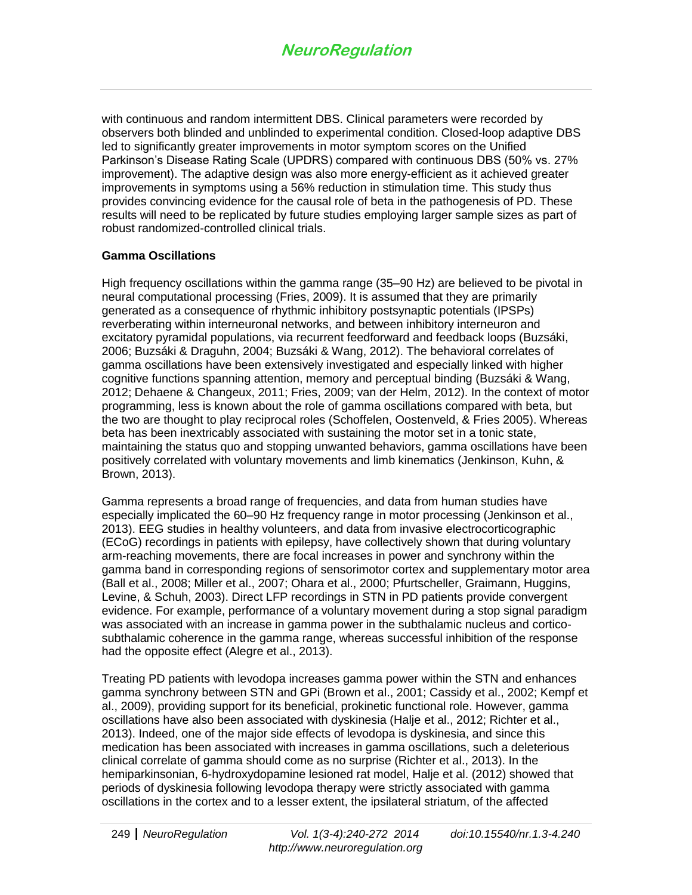with continuous and random intermittent DBS. Clinical parameters were recorded by observers both blinded and unblinded to experimental condition. Closed-loop adaptive DBS led to significantly greater improvements in motor symptom scores on the Unified Parkinson's Disease Rating Scale (UPDRS) compared with continuous DBS (50% vs. 27% improvement). The adaptive design was also more energy-efficient as it achieved greater improvements in symptoms using a 56% reduction in stimulation time. This study thus provides convincing evidence for the causal role of beta in the pathogenesis of PD. These results will need to be replicated by future studies employing larger sample sizes as part of robust randomized-controlled clinical trials.

**Gamma Oscillations**

High frequency oscillations within the gamma range (35–90 Hz) are believed to be pivotal in neural computational processing (Fries, 2009). It is assumed that they are primarily generated as a consequence of rhythmic inhibitory postsynaptic potentials (IPSPs) reverberating within interneuronal networks, and between inhibitory interneuron and excitatory pyramidal populations, via recurrent feedforward and feedback loops (Buzsáki, 2006; Buzsáki & Draguhn, 2004; Buzsáki & Wang, 2012). The behavioral correlates of gamma oscillations have been extensively investigated and especially linked with higher cognitive functions spanning attention, memory and perceptual binding (Buzsáki & Wang, 2012; Dehaene & Changeux, 2011; Fries, 2009; van der Helm, 2012). In the context of motor programming, less is known about the role of gamma oscillations compared with beta, but the two are thought to play reciprocal roles (Schoffelen, Oostenveld, & Fries 2005). Whereas beta has been inextricably associated with sustaining the motor set in a tonic state, maintaining the status quo and stopping unwanted behaviors, gamma oscillations have been positively correlated with voluntary movements and limb kinematics (Jenkinson, Kuhn, & Brown, 2013).

Gamma represents a broad range of frequencies, and data from human studies have especially implicated the 60–90 Hz frequency range in motor processing (Jenkinson et al., 2013). EEG studies in healthy volunteers, and data from invasive electrocorticographic (ECoG) recordings in patients with epilepsy, have collectively shown that during voluntary arm-reaching movements, there are focal increases in power and synchrony within the gamma band in corresponding regions of sensorimotor cortex and supplementary motor area (Ball et al., 2008; Miller et al., 2007; Ohara et al., 2000; Pfurtscheller, Graimann, Huggins, Levine, & Schuh, 2003). Direct LFP recordings in STN in PD patients provide convergent evidence. For example, performance of a voluntary movement during a stop signal paradigm was associated with an increase in gamma power in the subthalamic nucleus and cortico-subthalamic coherence in the gamma range, whereas successful inhibition of the response had the opposite effect (Alegre et al., 2013).

Treating PD patients with levodopa increases gamma power within the STN and enhances gamma synchrony between STN and GPi (Brown et al., 2001; Cassidy et al., 2002; Kempf et al., 2009), providing support for its beneficial, prokinetic functional role. However, gamma oscillations have also been associated with dyskinesia (Halje et al., 2012; Richter et al., 2013). Indeed, one of the major side effects of levodopa is dyskinesia, and since this medication has been associated with increases in gamma oscillations, such a deleterious clinical correlate of gamma should come as no surprise (Richter et al., 2013). In the hemiparkinsonian, 6-hydroxydopamine lesioned rat model, Halje et al. (2012) showed that periods of dyskinesia following levodopa therapy were strictly associated with gamma oscillations in the cortex and to a lesser extent, the ipsilateral striatum, of the affected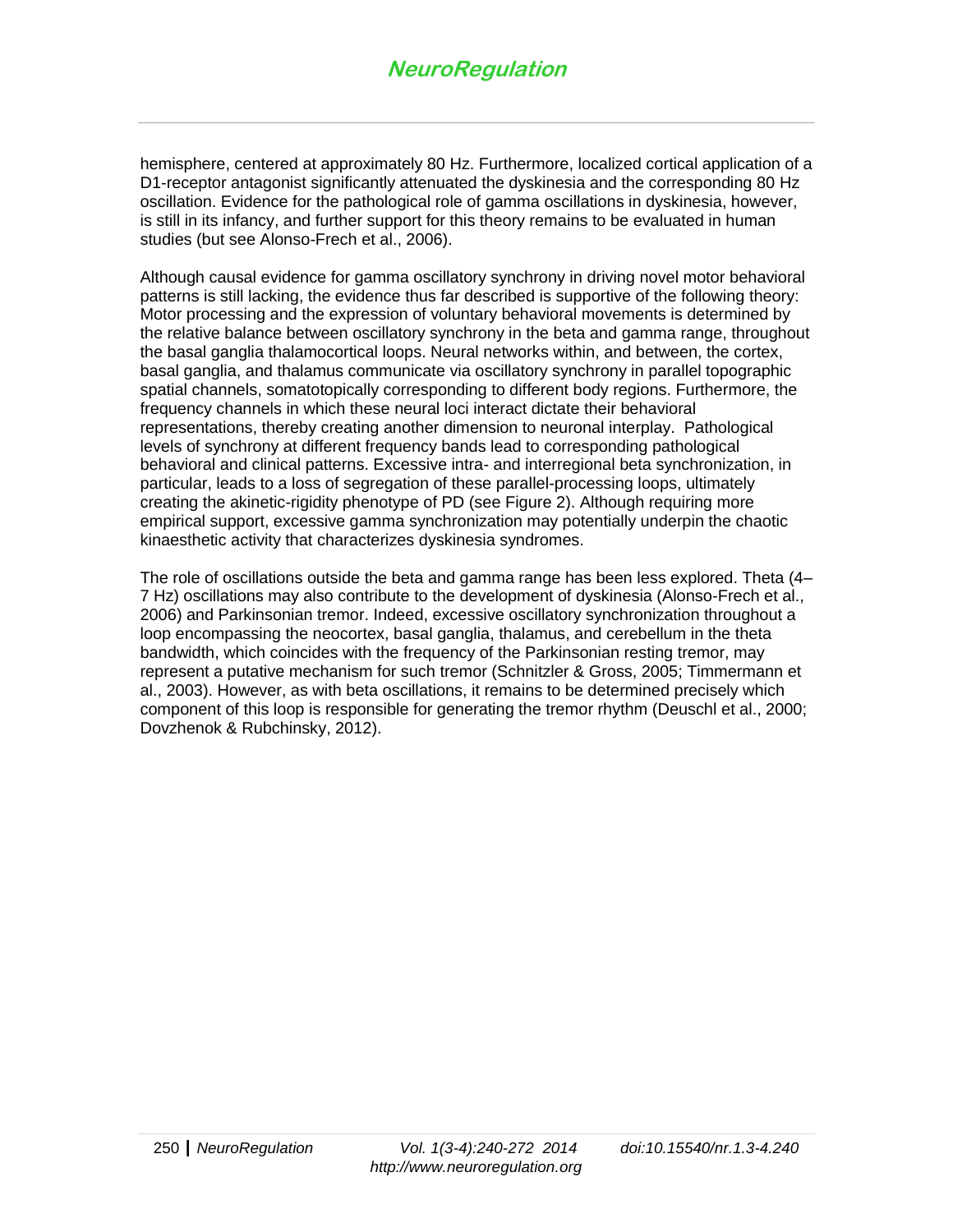hemisphere, centered at approximately 80 Hz. Furthermore, localized cortical application of a D1-receptor antagonist significantly attenuated the dyskinesia and the corresponding 80 Hz oscillation. Evidence for the pathological role of gamma oscillations in dyskinesia, however, is still in its infancy, and further support for this theory remains to be evaluated in human studies (but see Alonso-Frech et al., 2006).

Although causal evidence for gamma oscillatory synchrony in driving novel motor behavioral patterns is still lacking, the evidence thus far described is supportive of the following theory: Motor processing and the expression of voluntary behavioral movements is determined by the relative balance between oscillatory synchrony in the beta and gamma range, throughout the basal ganglia thalamocortical loops. Neural networks within, and between, the cortex, basal ganglia, and thalamus communicate via oscillatory synchrony in parallel topographic spatial channels, somatotopically corresponding to different body regions. Furthermore, the frequency channels in which these neural loci interact dictate their behavioral representations, thereby creating another dimension to neuronal interplay. Pathological levels of synchrony at different frequency bands lead to corresponding pathological behavioral and clinical patterns. Excessive intra- and interregional beta synchronization, in particular, leads to a loss of segregation of these parallel-processing loops, ultimately creating the akinetic-rigidity phenotype of PD (see Figure 2). Although requiring more empirical support, excessive gamma synchronization may potentially underpin the chaotic kinaesthetic activity that characterizes dyskinesia syndromes.

The role of oscillations outside the beta and gamma range has been less explored. Theta (4–7 Hz) oscillations may also contribute to the development of dyskinesia (Alonso-Frech et al., 2006) and Parkinsonian tremor. Indeed, excessive oscillatory synchronization throughout a loop encompassing the neocortex, basal ganglia, thalamus, and cerebellum in the theta bandwidth, which coincides with the frequency of the Parkinsonian resting tremor, may represent a putative mechanism for such tremor (Schnitzler & Gross, 2005; Timmermann et al., 2003). However, as with beta oscillations, it remains to be determined precisely which component of this loop is responsible for generating the tremor rhythm (Deuschl et al., 2000; Dovzhenok & Rubchinsky, 2012).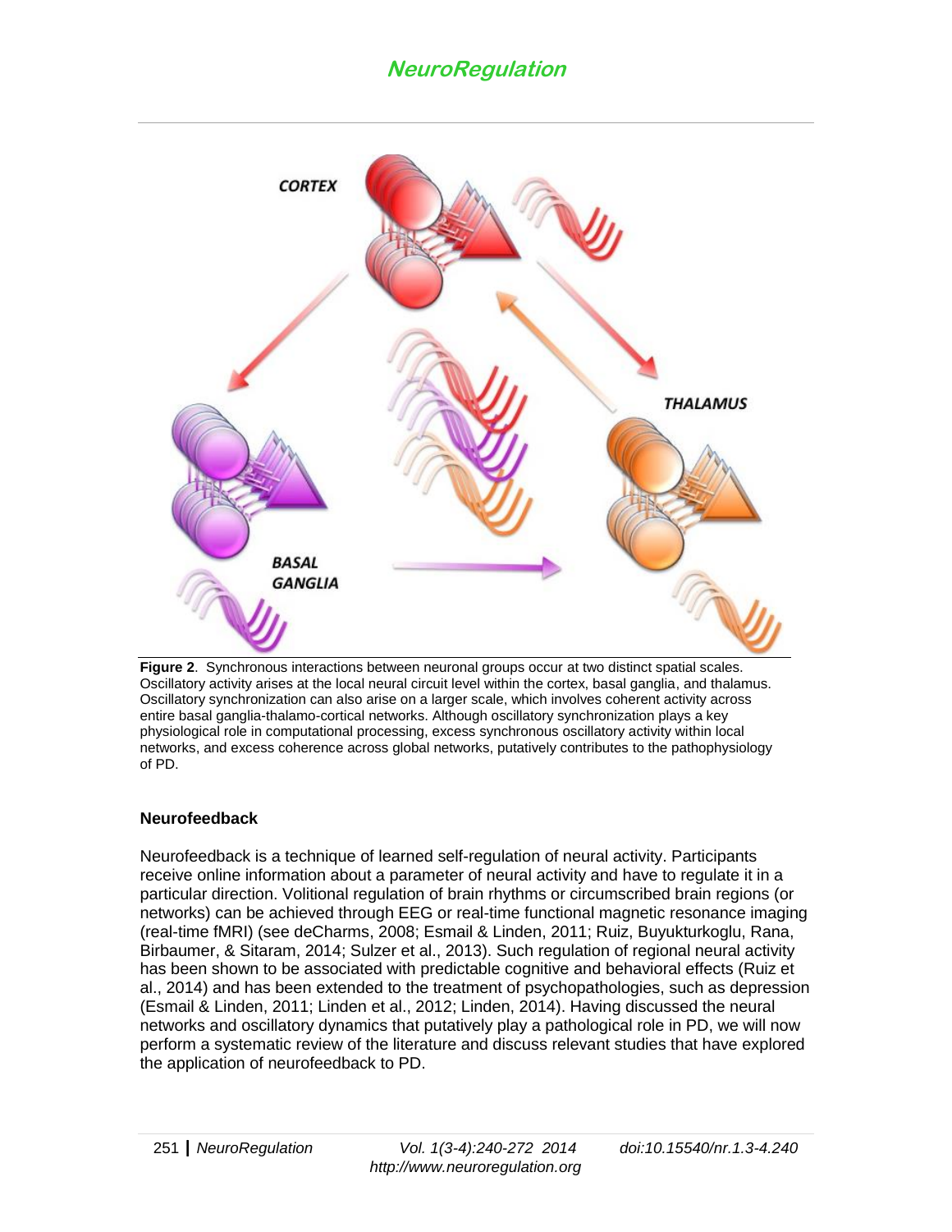**Figure 2**. Synchronous interactions between neuronal groups occur at two distinct spatial scales. Oscillatory activity arises at the local neural circuit level within the cortex, basal ganglia, and thalamus. Oscillatory synchronization can also arise on a larger scale, which involves coherent activity across entire basal ganglia-thalamo-cortical networks. Although oscillatory synchronization plays a key physiological role in computational processing, excess synchronous oscillatory activity within local networks, and excess coherence across global networks, putatively contributes to the pathophysiology of PD.

## Neurofeedback

Neurofeedback is a technique of learned self-regulation of neural activity. Participants receive online information about a parameter of neural activity and have to regulate it in a particular direction. Volitional regulation of brain rhythms or circumscribed brain regions (or networks) can be achieved through EEG or real-time functional magnetic resonance imaging (real-time fMRI) (see deCharms, 2008; Esmail & Linden, 2011; Ruiz, Buyukturkoglu, Rana, Birbaumer, & Sitaram, 2014; Sulzer et al., 2013). Such regulation of regional neural activity has been shown to be associated with predictable cognitive and behavioral effects (Ruiz et al., 2014) and has been extended to the treatment of psychopathologies, such as depression (Esmail & Linden, 2011; Linden et al., 2012; Linden, 2014). Having discussed the neural networks and oscillatory dynamics that putatively play a pathological role in PD, we will now perform a systematic review of the literature and discuss relevant studies that have explored the application of neurofeedback to PD.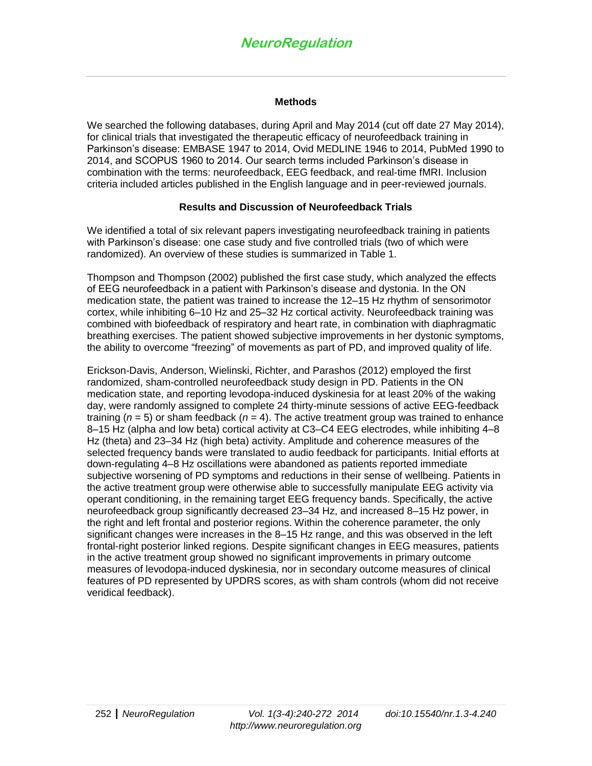## Methods

We searched the following databases, during April and May 2014 (cut off date 27 May 2014), for clinical trials that investigated the therapeutic efficacy of neurofeedback training in Parkinson's disease: EMBASE 1947 to 2014, Ovid MEDLINE 1946 to 2014, PubMed 1990 to 2014, and SCOPUS 1960 to 2014. Our search terms included Parkinson's disease in combination with the terms: neurofeedback, EEG feedback, and real-time fMRI. Inclusion criteria included articles published in the English language and in peer-reviewed journals.

## Results and Discussion of Neurofeedback Trials

We identified a total of six relevant papers investigating neurofeedback training in patients with Parkinson's disease: one case study and five controlled trials (two of which were randomized). An overview of these studies is summarized in Table 1.

Thompson and Thompson (2002) published the first case study, which analyzed the effects of EEG neurofeedback in a patient with Parkinson's disease and dystonia. In the ON medication state, the patient was trained to increase the 12–15 Hz rhythm of sensorimotor cortex, while inhibiting 6–10 Hz and 25–32 Hz cortical activity. Neurofeedback training was combined with biofeedback of respiratory and heart rate, in combination with diaphragmatic breathing exercises. The patient showed subjective improvements in her dystonic symptoms, the ability to overcome "freezing" of movements as part of PD, and improved quality of life.

Erickson-Davis, Anderson, Wielinski, Richter, and Parashos (2012) employed the first randomized, sham-controlled neurofeedback study design in PD. Patients in the ON medication state, and reporting levodopa-induced dyskinesia for at least 20% of the waking day, were randomly assigned to complete 24 thirty-minute sessions of active EEG-feedback training ($n = 5$) or sham feedback ($n = 4$). The active treatment group was trained to enhance 8–15 Hz (alpha and low beta) cortical activity at C3–C4 EEG electrodes, while inhibiting 4–8 Hz (theta) and 23–34 Hz (high beta) activity. Amplitude and coherence measures of the selected frequency bands were translated to audio feedback for participants. Initial efforts at down-regulating 4–8 Hz oscillations were abandoned as patients reported immediate subjective worsening of PD symptoms and reductions in their sense of wellbeing. Patients in the active treatment group were otherwise able to successfully manipulate EEG activity via operant conditioning, in the remaining target EEG frequency bands. Specifically, the active neurofeedback group significantly decreased 23–34 Hz, and increased 8–15 Hz power, in the right and left frontal and posterior regions. Within the coherence parameter, the only significant changes were increases in the 8–15 Hz range, and this was observed in the left frontal-right posterior linked regions. Despite significant changes in EEG measures, patients in the active treatment group showed no significant improvements in primary outcome measures of levodopa-induced dyskinesia, nor in secondary outcome measures of clinical features of PD represented by UPDRS scores, as with sham controls (whom did not receive veridical feedback).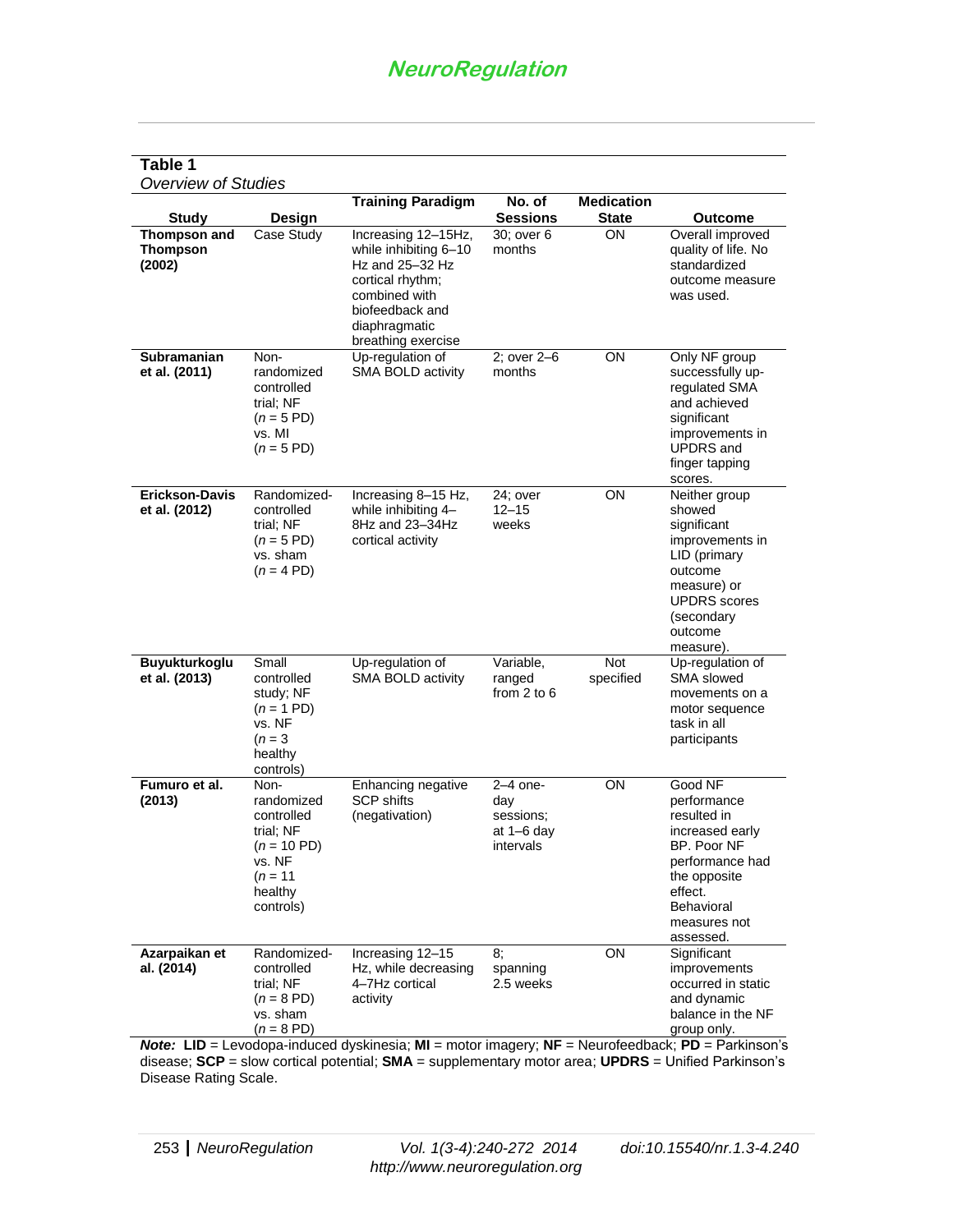**Table 1**
*Overview of Studies*

| Study | Design | Training Paradigm | No. of Sessions | Medication State | Outcome |
|---|---|---|---|---|---|
| **Thompson and Thompson (2002)** | Case Study | Increasing 12–15Hz, while inhibiting 6–10 Hz and 25–32 Hz cortical rhythm; combined with biofeedback and diaphragmatic breathing exercise | 30; over 6 months | ON | Overall improved quality of life. No standardized outcome measure was used. |
| **Subramanian et al. (2011)** | Non-randomized controlled trial; NF (*n* = 5 PD) vs. MI (*n* = 5 PD) | Up-regulation of SMA BOLD activity | 2; over 2–6 months | ON | Only NF group successfully up-regulated SMA and achieved significant improvements in UPDRS and finger tapping scores. |
| **Erickson-Davis et al. (2012)** | Randomized-controlled trial; NF (*n* = 5 PD) vs. sham (*n* = 4 PD) | Increasing 8–15 Hz, while inhibiting 4–8Hz and 23–34Hz cortical activity | 24; over 12–15 weeks | ON | Neither group showed significant improvements in LID (primary outcome measure) or UPDRS scores (secondary outcome measure). |
| **Buyukturkoglu et al. (2013)** | Small controlled study; NF (*n* = 1 PD) vs. NF (*n* = 3 healthy controls) | Up-regulation of SMA BOLD activity | Variable, ranged from 2 to 6 | Not specified | Up-regulation of SMA slowed movements on a motor sequence task in all participants |
| **Fumuro et al. (2013)** | Non-randomized controlled trial; NF (*n* = 10 PD) vs. NF (*n* = 11 healthy controls) | Enhancing negative SCP shifts (negativation) | 2–4 one-day sessions; at 1–6 day intervals | ON | Good NF performance resulted in increased early BP. Poor NF performance had the opposite effect. Behavioral measures not assessed. |
| **Azarpaikan et al. (2014)** | Randomized-controlled trial; NF (*n* = 8 PD) vs. sham (*n* = 8 PD) | Increasing 12–15 Hz, while decreasing 4–7Hz cortical activity | 8; spanning 2.5 weeks | ON | Significant improvements occurred in static and dynamic balance in the NF group only. |

***Note:*** **LID** = Levodopa-induced dyskinesia; **MI** = motor imagery; **NF** = Neurofeedback; **PD** = Parkinson's disease; **SCP** = slow cortical potential; **SMA** = supplementary motor area; **UPDRS** = Unified Parkinson's Disease Rating Scale.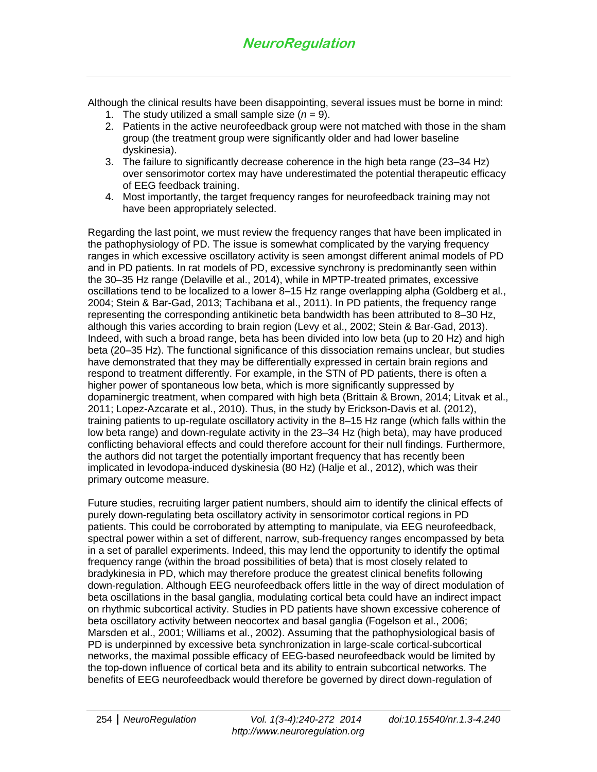Although the clinical results have been disappointing, several issues must be borne in mind:

1. The study utilized a small sample size ($n = 9$).
2. Patients in the active neurofeedback group were not matched with those in the sham group (the treatment group were significantly older and had lower baseline dyskinesia).
3. The failure to significantly decrease coherence in the high beta range (23–34 Hz) over sensorimotor cortex may have underestimated the potential therapeutic efficacy of EEG feedback training.
4. Most importantly, the target frequency ranges for neurofeedback training may not have been appropriately selected.

Regarding the last point, we must review the frequency ranges that have been implicated in the pathophysiology of PD. The issue is somewhat complicated by the varying frequency ranges in which excessive oscillatory activity is seen amongst different animal models of PD and in PD patients. In rat models of PD, excessive synchrony is predominantly seen within the 30–35 Hz range (Delaville et al., 2014), while in MPTP-treated primates, excessive oscillations tend to be localized to a lower 8–15 Hz range overlapping alpha (Goldberg et al., 2004; Stein & Bar-Gad, 2013; Tachibana et al., 2011). In PD patients, the frequency range representing the corresponding antikinetic beta bandwidth has been attributed to 8–30 Hz, although this varies according to brain region (Levy et al., 2002; Stein & Bar-Gad, 2013). Indeed, with such a broad range, beta has been divided into low beta (up to 20 Hz) and high beta (20–35 Hz). The functional significance of this dissociation remains unclear, but studies have demonstrated that they may be differentially expressed in certain brain regions and respond to treatment differently. For example, in the STN of PD patients, there is often a higher power of spontaneous low beta, which is more significantly suppressed by dopaminergic treatment, when compared with high beta (Brittain & Brown, 2014; Litvak et al., 2011; Lopez-Azcarate et al., 2010). Thus, in the study by Erickson-Davis et al. (2012), training patients to up-regulate oscillatory activity in the 8–15 Hz range (which falls within the low beta range) and down-regulate activity in the 23–34 Hz (high beta), may have produced conflicting behavioral effects and could therefore account for their null findings. Furthermore, the authors did not target the potentially important frequency that has recently been implicated in levodopa-induced dyskinesia (80 Hz) (Halje et al., 2012), which was their primary outcome measure.

Future studies, recruiting larger patient numbers, should aim to identify the clinical effects of purely down-regulating beta oscillatory activity in sensorimotor cortical regions in PD patients. This could be corroborated by attempting to manipulate, via EEG neurofeedback, spectral power within a set of different, narrow, sub-frequency ranges encompassed by beta in a set of parallel experiments. Indeed, this may lend the opportunity to identify the optimal frequency range (within the broad possibilities of beta) that is most closely related to bradykinesia in PD, which may therefore produce the greatest clinical benefits following down-regulation. Although EEG neurofeedback offers little in the way of direct modulation of beta oscillations in the basal ganglia, modulating cortical beta could have an indirect impact on rhythmic subcortical activity. Studies in PD patients have shown excessive coherence of beta oscillatory activity between neocortex and basal ganglia (Fogelson et al., 2006; Marsden et al., 2001; Williams et al., 2002). Assuming that the pathophysiological basis of PD is underpinned by excessive beta synchronization in large-scale cortical-subcortical networks, the maximal possible efficacy of EEG-based neurofeedback would be limited by the top-down influence of cortical beta and its ability to entrain subcortical networks. The benefits of EEG neurofeedback would therefore be governed by direct down-regulation of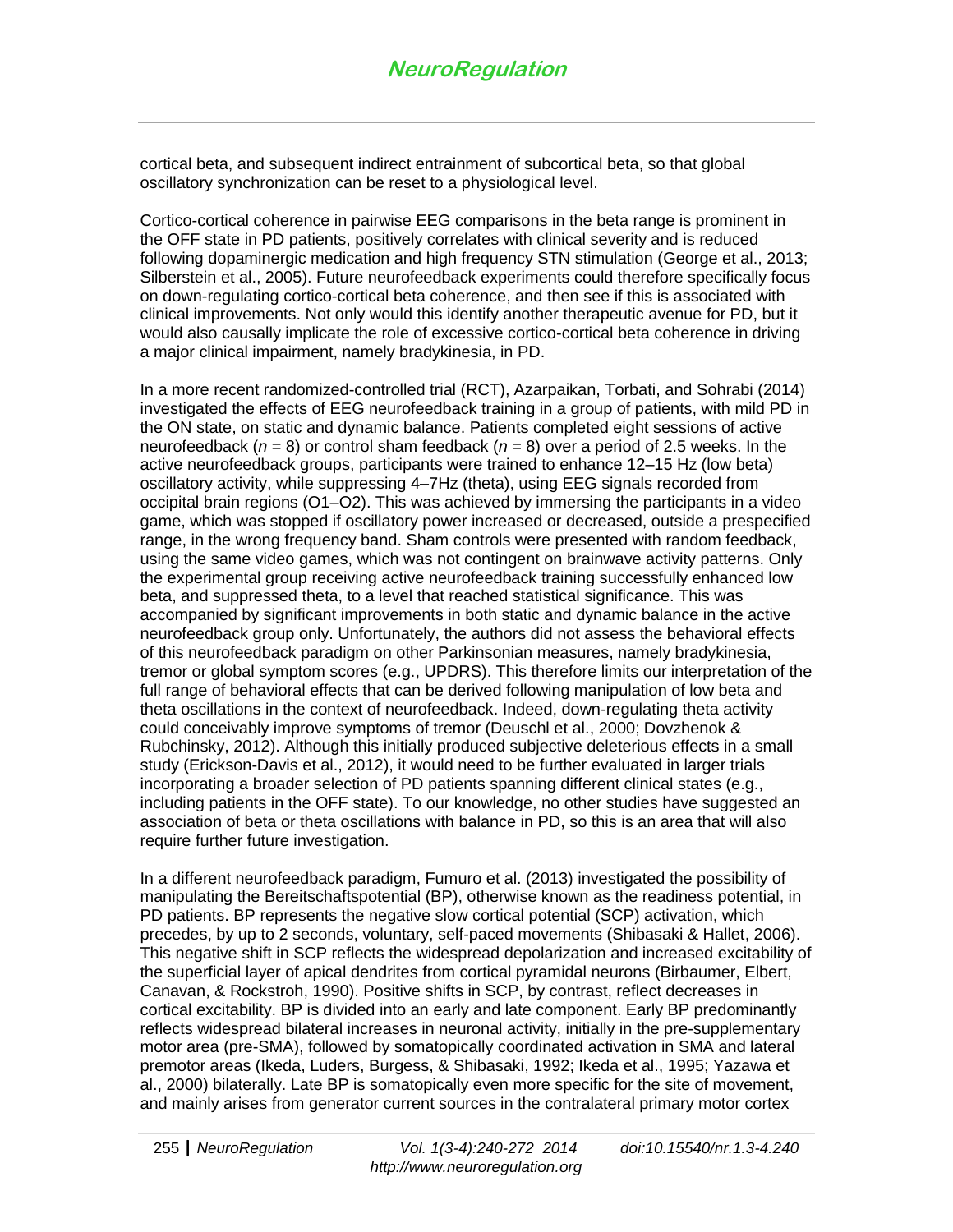cortical beta, and subsequent indirect entrainment of subcortical beta, so that global oscillatory synchronization can be reset to a physiological level.

Cortico-cortical coherence in pairwise EEG comparisons in the beta range is prominent in the OFF state in PD patients, positively correlates with clinical severity and is reduced following dopaminergic medication and high frequency STN stimulation (George et al., 2013; Silberstein et al., 2005). Future neurofeedback experiments could therefore specifically focus on down-regulating cortico-cortical beta coherence, and then see if this is associated with clinical improvements. Not only would this identify another therapeutic avenue for PD, but it would also causally implicate the role of excessive cortico-cortical beta coherence in driving a major clinical impairment, namely bradykinesia, in PD.

In a more recent randomized-controlled trial (RCT), Azarpaikan, Torbati, and Sohrabi (2014) investigated the effects of EEG neurofeedback training in a group of patients, with mild PD in the ON state, on static and dynamic balance. Patients completed eight sessions of active neurofeedback ($n = 8$) or control sham feedback ($n = 8$) over a period of 2.5 weeks. In the active neurofeedback groups, participants were trained to enhance 12–15 Hz (low beta) oscillatory activity, while suppressing 4–7Hz (theta), using EEG signals recorded from occipital brain regions (O1–O2). This was achieved by immersing the participants in a video game, which was stopped if oscillatory power increased or decreased, outside a prespecified range, in the wrong frequency band. Sham controls were presented with random feedback, using the same video games, which was not contingent on brainwave activity patterns. Only the experimental group receiving active neurofeedback training successfully enhanced low beta, and suppressed theta, to a level that reached statistical significance. This was accompanied by significant improvements in both static and dynamic balance in the active neurofeedback group only. Unfortunately, the authors did not assess the behavioral effects of this neurofeedback paradigm on other Parkinsonian measures, namely bradykinesia, tremor or global symptom scores (e.g., UPDRS). This therefore limits our interpretation of the full range of behavioral effects that can be derived following manipulation of low beta and theta oscillations in the context of neurofeedback. Indeed, down-regulating theta activity could conceivably improve symptoms of tremor (Deuschl et al., 2000; Dovzhenok & Rubchinsky, 2012). Although this initially produced subjective deleterious effects in a small study (Erickson-Davis et al., 2012), it would need to be further evaluated in larger trials incorporating a broader selection of PD patients spanning different clinical states (e.g., including patients in the OFF state). To our knowledge, no other studies have suggested an association of beta or theta oscillations with balance in PD, so this is an area that will also require further future investigation.

In a different neurofeedback paradigm, Fumuro et al. (2013) investigated the possibility of manipulating the Bereitschaftspotential (BP), otherwise known as the readiness potential, in PD patients. BP represents the negative slow cortical potential (SCP) activation, which precedes, by up to 2 seconds, voluntary, self-paced movements (Shibasaki & Hallet, 2006). This negative shift in SCP reflects the widespread depolarization and increased excitability of the superficial layer of apical dendrites from cortical pyramidal neurons (Birbaumer, Elbert, Canavan, & Rockstroh, 1990). Positive shifts in SCP, by contrast, reflect decreases in cortical excitability. BP is divided into an early and late component. Early BP predominantly reflects widespread bilateral increases in neuronal activity, initially in the pre-supplementary motor area (pre-SMA), followed by somatopically coordinated activation in SMA and lateral premotor areas (Ikeda, Luders, Burgess, & Shibasaki, 1992; Ikeda et al., 1995; Yazawa et al., 2000) bilaterally. Late BP is somatopically even more specific for the site of movement, and mainly arises from generator current sources in the contralateral primary motor cortex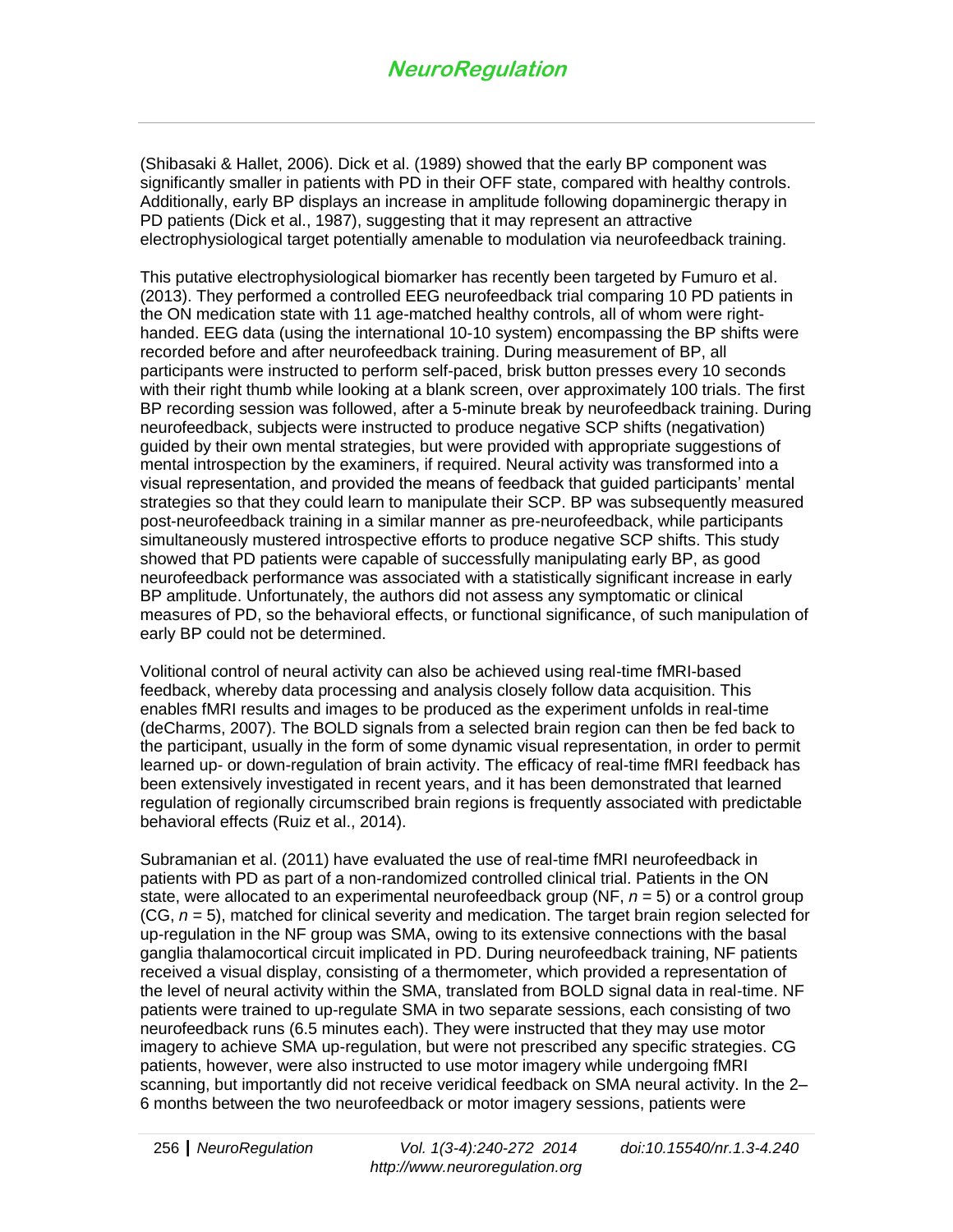(Shibasaki & Hallet, 2006). Dick et al. (1989) showed that the early BP component was significantly smaller in patients with PD in their OFF state, compared with healthy controls. Additionally, early BP displays an increase in amplitude following dopaminergic therapy in PD patients (Dick et al., 1987), suggesting that it may represent an attractive electrophysiological target potentially amenable to modulation via neurofeedback training.

This putative electrophysiological biomarker has recently been targeted by Fumuro et al. (2013). They performed a controlled EEG neurofeedback trial comparing 10 PD patients in the ON medication state with 11 age-matched healthy controls, all of whom were right-handed. EEG data (using the international 10-10 system) encompassing the BP shifts were recorded before and after neurofeedback training. During measurement of BP, all participants were instructed to perform self-paced, brisk button presses every 10 seconds with their right thumb while looking at a blank screen, over approximately 100 trials. The first BP recording session was followed, after a 5-minute break by neurofeedback training. During neurofeedback, subjects were instructed to produce negative SCP shifts (negativation) guided by their own mental strategies, but were provided with appropriate suggestions of mental introspection by the examiners, if required. Neural activity was transformed into a visual representation, and provided the means of feedback that guided participants' mental strategies so that they could learn to manipulate their SCP. BP was subsequently measured post-neurofeedback training in a similar manner as pre-neurofeedback, while participants simultaneously mustered introspective efforts to produce negative SCP shifts. This study showed that PD patients were capable of successfully manipulating early BP, as good neurofeedback performance was associated with a statistically significant increase in early BP amplitude. Unfortunately, the authors did not assess any symptomatic or clinical measures of PD, so the behavioral effects, or functional significance, of such manipulation of early BP could not be determined.

Volitional control of neural activity can also be achieved using real-time fMRI-based feedback, whereby data processing and analysis closely follow data acquisition. This enables fMRI results and images to be produced as the experiment unfolds in real-time (deCharms, 2007). The BOLD signals from a selected brain region can then be fed back to the participant, usually in the form of some dynamic visual representation, in order to permit learned up- or down-regulation of brain activity. The efficacy of real-time fMRI feedback has been extensively investigated in recent years, and it has been demonstrated that learned regulation of regionally circumscribed brain regions is frequently associated with predictable behavioral effects (Ruiz et al., 2014).

Subramanian et al. (2011) have evaluated the use of real-time fMRI neurofeedback in patients with PD as part of a non-randomized controlled clinical trial. Patients in the ON state, were allocated to an experimental neurofeedback group (NF, *n* = 5) or a control group (CG, *n* = 5), matched for clinical severity and medication. The target brain region selected for up-regulation in the NF group was SMA, owing to its extensive connections with the basal ganglia thalamocortical circuit implicated in PD. During neurofeedback training, NF patients received a visual display, consisting of a thermometer, which provided a representation of the level of neural activity within the SMA, translated from BOLD signal data in real-time. NF patients were trained to up-regulate SMA in two separate sessions, each consisting of two neurofeedback runs (6.5 minutes each). They were instructed that they may use motor imagery to achieve SMA up-regulation, but were not prescribed any specific strategies. CG patients, however, were also instructed to use motor imagery while undergoing fMRI scanning, but importantly did not receive veridical feedback on SMA neural activity. In the 2–6 months between the two neurofeedback or motor imagery sessions, patients were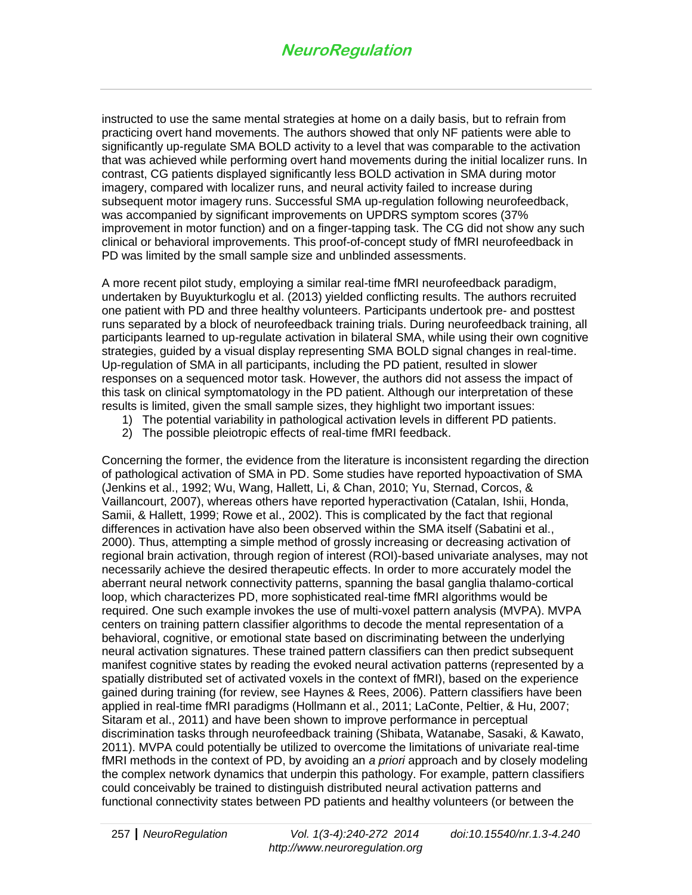instructed to use the same mental strategies at home on a daily basis, but to refrain from practicing overt hand movements. The authors showed that only NF patients were able to significantly up-regulate SMA BOLD activity to a level that was comparable to the activation that was achieved while performing overt hand movements during the initial localizer runs. In contrast, CG patients displayed significantly less BOLD activation in SMA during motor imagery, compared with localizer runs, and neural activity failed to increase during subsequent motor imagery runs. Successful SMA up-regulation following neurofeedback, was accompanied by significant improvements on UPDRS symptom scores (37% improvement in motor function) and on a finger-tapping task. The CG did not show any such clinical or behavioral improvements. This proof-of-concept study of fMRI neurofeedback in PD was limited by the small sample size and unblinded assessments.

A more recent pilot study, employing a similar real-time fMRI neurofeedback paradigm, undertaken by Buyukturkoglu et al. (2013) yielded conflicting results. The authors recruited one patient with PD and three healthy volunteers. Participants undertook pre- and posttest runs separated by a block of neurofeedback training trials. During neurofeedback training, all participants learned to up-regulate activation in bilateral SMA, while using their own cognitive strategies, guided by a visual display representing SMA BOLD signal changes in real-time. Up-regulation of SMA in all participants, including the PD patient, resulted in slower responses on a sequenced motor task. However, the authors did not assess the impact of this task on clinical symptomatology in the PD patient. Although our interpretation of these results is limited, given the small sample sizes, they highlight two important issues:

1) The potential variability in pathological activation levels in different PD patients.
2) The possible pleiotropic effects of real-time fMRI feedback.

Concerning the former, the evidence from the literature is inconsistent regarding the direction of pathological activation of SMA in PD. Some studies have reported hypoactivation of SMA (Jenkins et al., 1992; Wu, Wang, Hallett, Li, & Chan, 2010; Yu, Sternad, Corcos, & Vaillancourt, 2007), whereas others have reported hyperactivation (Catalan, Ishii, Honda, Samii, & Hallett, 1999; Rowe et al., 2002). This is complicated by the fact that regional differences in activation have also been observed within the SMA itself (Sabatini et al., 2000). Thus, attempting a simple method of grossly increasing or decreasing activation of regional brain activation, through region of interest (ROI)-based univariate analyses, may not necessarily achieve the desired therapeutic effects. In order to more accurately model the aberrant neural network connectivity patterns, spanning the basal ganglia thalamo-cortical loop, which characterizes PD, more sophisticated real-time fMRI algorithms would be required. One such example invokes the use of multi-voxel pattern analysis (MVPA). MVPA centers on training pattern classifier algorithms to decode the mental representation of a behavioral, cognitive, or emotional state based on discriminating between the underlying neural activation signatures. These trained pattern classifiers can then predict subsequent manifest cognitive states by reading the evoked neural activation patterns (represented by a spatially distributed set of activated voxels in the context of fMRI), based on the experience gained during training (for review, see Haynes & Rees, 2006). Pattern classifiers have been applied in real-time fMRI paradigms (Hollmann et al., 2011; LaConte, Peltier, & Hu, 2007; Sitaram et al., 2011) and have been shown to improve performance in perceptual discrimination tasks through neurofeedback training (Shibata, Watanabe, Sasaki, & Kawato, 2011). MVPA could potentially be utilized to overcome the limitations of univariate real-time fMRI methods in the context of PD, by avoiding an *a priori* approach and by closely modeling the complex network dynamics that underpin this pathology. For example, pattern classifiers could conceivably be trained to distinguish distributed neural activation patterns and functional connectivity states between PD patients and healthy volunteers (or between the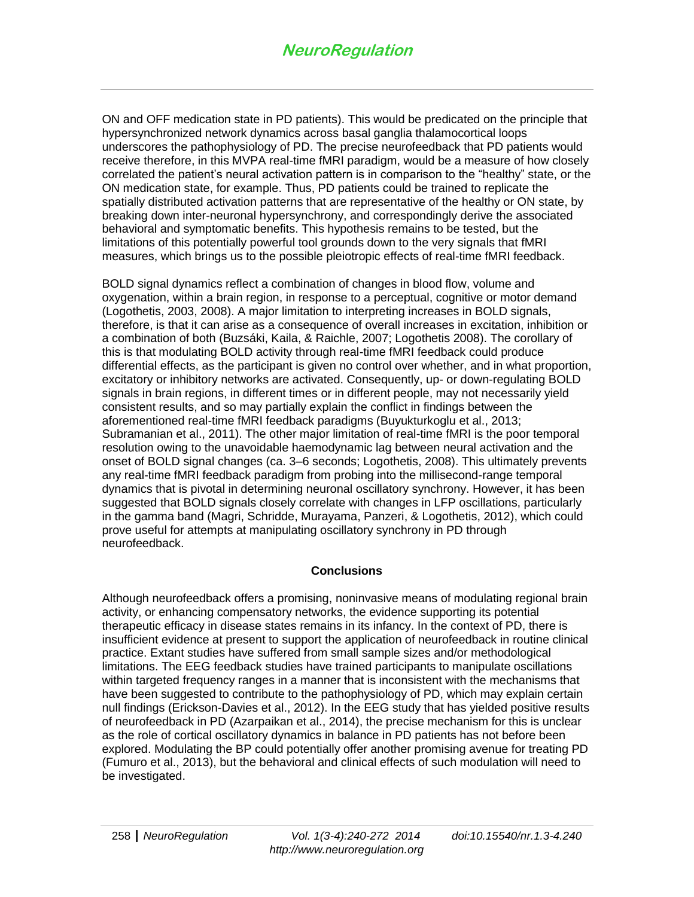ON and OFF medication state in PD patients). This would be predicated on the principle that hypersynchronized network dynamics across basal ganglia thalamocortical loops underscores the pathophysiology of PD. The precise neurofeedback that PD patients would receive therefore, in this MVPA real-time fMRI paradigm, would be a measure of how closely correlated the patient's neural activation pattern is in comparison to the "healthy" state, or the ON medication state, for example. Thus, PD patients could be trained to replicate the spatially distributed activation patterns that are representative of the healthy or ON state, by breaking down inter-neuronal hypersynchrony, and correspondingly derive the associated behavioral and symptomatic benefits. This hypothesis remains to be tested, but the limitations of this potentially powerful tool grounds down to the very signals that fMRI measures, which brings us to the possible pleiotropic effects of real-time fMRI feedback.

BOLD signal dynamics reflect a combination of changes in blood flow, volume and oxygenation, within a brain region, in response to a perceptual, cognitive or motor demand (Logothetis, 2003, 2008). A major limitation to interpreting increases in BOLD signals, therefore, is that it can arise as a consequence of overall increases in excitation, inhibition or a combination of both (Buzsáki, Kaila, & Raichle, 2007; Logothetis 2008). The corollary of this is that modulating BOLD activity through real-time fMRI feedback could produce differential effects, as the participant is given no control over whether, and in what proportion, excitatory or inhibitory networks are activated. Consequently, up- or down-regulating BOLD signals in brain regions, in different times or in different people, may not necessarily yield consistent results, and so may partially explain the conflict in findings between the aforementioned real-time fMRI feedback paradigms (Buyukturkoglu et al., 2013; Subramanian et al., 2011). The other major limitation of real-time fMRI is the poor temporal resolution owing to the unavoidable haemodynamic lag between neural activation and the onset of BOLD signal changes (ca. 3–6 seconds; Logothetis, 2008). This ultimately prevents any real-time fMRI feedback paradigm from probing into the millisecond-range temporal dynamics that is pivotal in determining neuronal oscillatory synchrony. However, it has been suggested that BOLD signals closely correlate with changes in LFP oscillations, particularly in the gamma band (Magri, Schridde, Murayama, Panzeri, & Logothetis, 2012), which could prove useful for attempts at manipulating oscillatory synchrony in PD through neurofeedback.

## Conclusions

Although neurofeedback offers a promising, noninvasive means of modulating regional brain activity, or enhancing compensatory networks, the evidence supporting its potential therapeutic efficacy in disease states remains in its infancy. In the context of PD, there is insufficient evidence at present to support the application of neurofeedback in routine clinical practice. Extant studies have suffered from small sample sizes and/or methodological limitations. The EEG feedback studies have trained participants to manipulate oscillations within targeted frequency ranges in a manner that is inconsistent with the mechanisms that have been suggested to contribute to the pathophysiology of PD, which may explain certain null findings (Erickson-Davies et al., 2012). In the EEG study that has yielded positive results of neurofeedback in PD (Azarpaikan et al., 2014), the precise mechanism for this is unclear as the role of cortical oscillatory dynamics in balance in PD patients has not before been explored. Modulating the BP could potentially offer another promising avenue for treating PD (Fumuro et al., 2013), but the behavioral and clinical effects of such modulation will need to be investigated.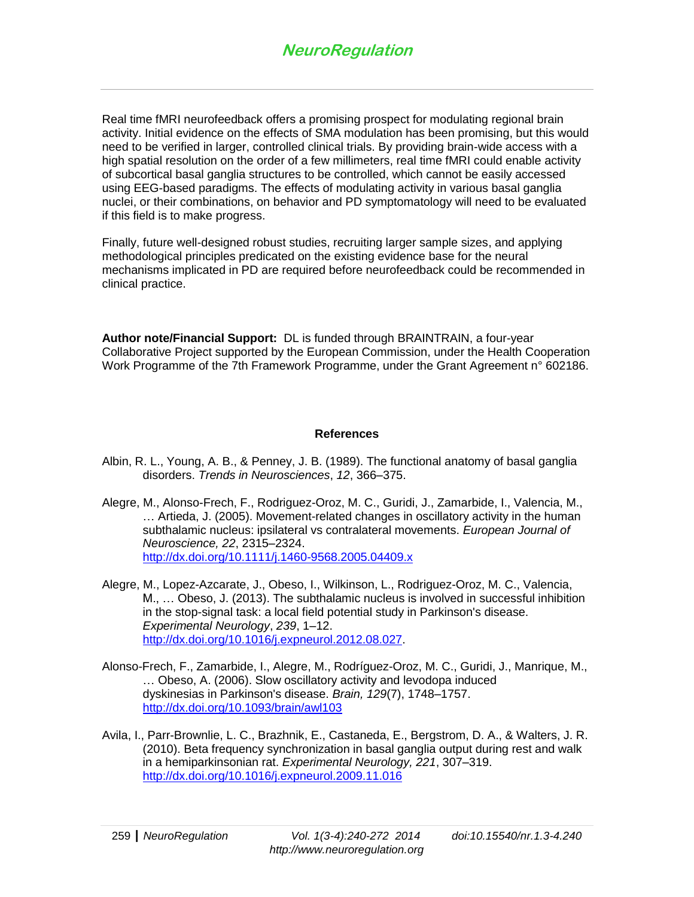Real time fMRI neurofeedback offers a promising prospect for modulating regional brain activity. Initial evidence on the effects of SMA modulation has been promising, but this would need to be verified in larger, controlled clinical trials. By providing brain-wide access with a high spatial resolution on the order of a few millimeters, real time fMRI could enable activity of subcortical basal ganglia structures to be controlled, which cannot be easily accessed using EEG-based paradigms. The effects of modulating activity in various basal ganglia nuclei, or their combinations, on behavior and PD symptomatology will need to be evaluated if this field is to make progress.

Finally, future well-designed robust studies, recruiting larger sample sizes, and applying methodological principles predicated on the existing evidence base for the neural mechanisms implicated in PD are required before neurofeedback could be recommended in clinical practice.

**Author note/Financial Support:** DL is funded through BRAINTRAIN, a four-year Collaborative Project supported by the European Commission, under the Health Cooperation Work Programme of the 7th Framework Programme, under the Grant Agreement n° 602186.

## References

Albin, R. L., Young, A. B., & Penney, J. B. (1989). The functional anatomy of basal ganglia disorders. *Trends in Neurosciences*, *12*, 366–375.

Alegre, M., Alonso-Frech, F., Rodriguez-Oroz, M. C., Guridi, J., Zamarbide, I., Valencia, M., … Artieda, J. (2005). Movement-related changes in oscillatory activity in the human subthalamic nucleus: ipsilateral vs contralateral movements. *European Journal of Neuroscience, 22*, 2315–2324. http://dx.doi.org/10.1111/j.1460-9568.2005.04409.x

Alegre, M., Lopez-Azcarate, J., Obeso, I., Wilkinson, L., Rodriguez-Oroz, M. C., Valencia, M., … Obeso, J. (2013). The subthalamic nucleus is involved in successful inhibition in the stop-signal task: a local field potential study in Parkinson's disease. *Experimental Neurology*, *239*, 1–12. http://dx.doi.org/10.1016/j.expneurol.2012.08.027.

Alonso-Frech, F., Zamarbide, I., Alegre, M., Rodríguez-Oroz, M. C., Guridi, J., Manrique, M., … Obeso, A. (2006). Slow oscillatory activity and levodopa induced dyskinesias in Parkinson's disease. *Brain, 129*(7), 1748–1757. http://dx.doi.org/10.1093/brain/awl103

Avila, I., Parr-Brownlie, L. C., Brazhnik, E., Castaneda, E., Bergstrom, D. A., & Walters, J. R. (2010). Beta frequency synchronization in basal ganglia output during rest and walk in a hemiparkinsonian rat. *Experimental Neurology, 221*, 307–319. http://dx.doi.org/10.1016/j.expneurol.2009.11.016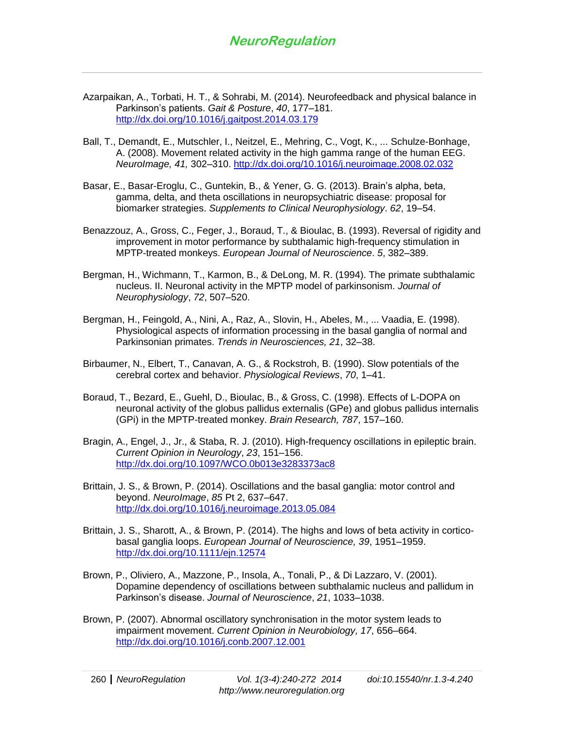Azarpaikan, A., Torbati, H. T., & Sohrabi, M. (2014). Neurofeedback and physical balance in Parkinson's patients. *Gait & Posture*, *40*, 177–181. http://dx.doi.org/10.1016/j.gaitpost.2014.03.179

Ball, T., Demandt, E., Mutschler, I., Neitzel, E., Mehring, C., Vogt, K., ... Schulze-Bonhage, A. (2008). Movement related activity in the high gamma range of the human EEG. *NeuroImage, 41,* 302–310. http://dx.doi.org/10.1016/j.neuroimage.2008.02.032

Basar, E., Basar-Eroglu, C., Guntekin, B., & Yener, G. G. (2013). Brain's alpha, beta, gamma, delta, and theta oscillations in neuropsychiatric disease: proposal for biomarker strategies. *Supplements to Clinical Neurophysiology*. *62*, 19–54.

Benazzouz, A., Gross, C., Feger, J., Boraud, T., & Bioulac, B. (1993). Reversal of rigidity and improvement in motor performance by subthalamic high-frequency stimulation in MPTP-treated monkeys. *European Journal of Neuroscience*. *5*, 382–389.

Bergman, H., Wichmann, T., Karmon, B., & DeLong, M. R. (1994). The primate subthalamic nucleus. II. Neuronal activity in the MPTP model of parkinsonism. *Journal of Neurophysiology*, *72*, 507–520.

Bergman, H., Feingold, A., Nini, A., Raz, A., Slovin, H., Abeles, M., ... Vaadia, E. (1998). Physiological aspects of information processing in the basal ganglia of normal and Parkinsonian primates. *Trends in Neurosciences, 21*, 32–38.

Birbaumer, N., Elbert, T., Canavan, A. G., & Rockstroh, B. (1990). Slow potentials of the cerebral cortex and behavior. *Physiological Reviews*, *70*, 1–41.

Boraud, T., Bezard, E., Guehl, D., Bioulac, B., & Gross, C. (1998). Effects of L-DOPA on neuronal activity of the globus pallidus externalis (GPe) and globus pallidus internalis (GPi) in the MPTP-treated monkey. *Brain Research, 787*, 157–160.

Bragin, A., Engel, J., Jr., & Staba, R. J. (2010). High-frequency oscillations in epileptic brain. *Current Opinion in Neurology*, *23*, 151–156. http://dx.doi.org/10.1097/WCO.0b013e3283373ac8

Brittain, J. S., & Brown, P. (2014). Oscillations and the basal ganglia: motor control and beyond. *NeuroImage*, *85* Pt 2, 637–647. http://dx.doi.org/10.1016/j.neuroimage.2013.05.084

Brittain, J. S., Sharott, A., & Brown, P. (2014). The highs and lows of beta activity in cortico-basal ganglia loops. *European Journal of Neuroscience, 39*, 1951–1959. http://dx.doi.org/10.1111/ejn.12574

Brown, P., Oliviero, A., Mazzone, P., Insola, A., Tonali, P., & Di Lazzaro, V. (2001). Dopamine dependency of oscillations between subthalamic nucleus and pallidum in Parkinson's disease. *Journal of Neuroscience*, *21*, 1033–1038.

Brown, P. (2007). Abnormal oscillatory synchronisation in the motor system leads to impairment movement. *Current Opinion in Neurobiology, 17*, 656–664. http://dx.doi.org/10.1016/j.conb.2007.12.001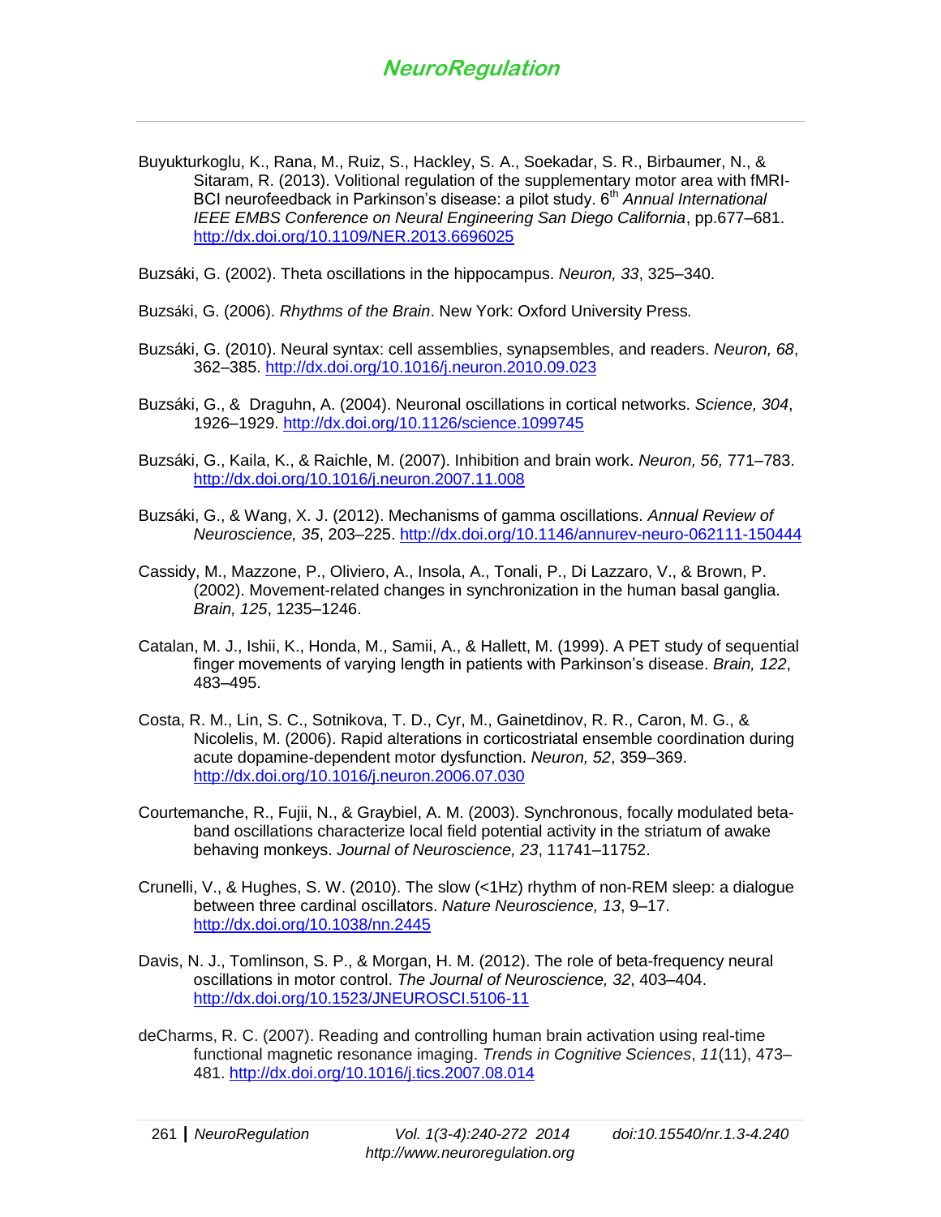Buyukturkoglu, K., Rana, M., Ruiz, S., Hackley, S. A., Soekadar, S. R., Birbaumer, N., & Sitaram, R. (2013). Volitional regulation of the supplementary motor area with fMRI-BCI neurofeedback in Parkinson's disease: a pilot study. 6th *Annual International IEEE EMBS Conference on Neural Engineering San Diego California*, pp.677–681. http://dx.doi.org/10.1109/NER.2013.6696025

Buzsáki, G. (2002). Theta oscillations in the hippocampus. *Neuron, 33*, 325–340.

Buzsáki, G. (2006). *Rhythms of the Brain*. New York: Oxford University Press.

Buzsáki, G. (2010). Neural syntax: cell assemblies, synapsembles, and readers. *Neuron, 68*, 362–385. http://dx.doi.org/10.1016/j.neuron.2010.09.023

Buzsáki, G., & Draguhn, A. (2004). Neuronal oscillations in cortical networks. *Science, 304*, 1926–1929. http://dx.doi.org/10.1126/science.1099745

Buzsáki, G., Kaila, K., & Raichle, M. (2007). Inhibition and brain work. *Neuron, 56,* 771–783. http://dx.doi.org/10.1016/j.neuron.2007.11.008

Buzsáki, G., & Wang, X. J. (2012). Mechanisms of gamma oscillations. *Annual Review of Neuroscience, 35*, 203–225. http://dx.doi.org/10.1146/annurev-neuro-062111-150444

Cassidy, M., Mazzone, P., Oliviero, A., Insola, A., Tonali, P., Di Lazzaro, V., & Brown, P. (2002). Movement-related changes in synchronization in the human basal ganglia. *Brain, 125*, 1235–1246.

Catalan, M. J., Ishii, K., Honda, M., Samii, A., & Hallett, M. (1999). A PET study of sequential finger movements of varying length in patients with Parkinson's disease. *Brain, 122*, 483–495.

Costa, R. M., Lin, S. C., Sotnikova, T. D., Cyr, M., Gainetdinov, R. R., Caron, M. G., & Nicolelis, M. (2006). Rapid alterations in corticostriatal ensemble coordination during acute dopamine-dependent motor dysfunction. *Neuron, 52*, 359–369. http://dx.doi.org/10.1016/j.neuron.2006.07.030

Courtemanche, R., Fujii, N., & Graybiel, A. M. (2003). Synchronous, focally modulated beta-band oscillations characterize local field potential activity in the striatum of awake behaving monkeys. *Journal of Neuroscience, 23*, 11741–11752.

Crunelli, V., & Hughes, S. W. (2010). The slow (<1Hz) rhythm of non-REM sleep: a dialogue between three cardinal oscillators. *Nature Neuroscience, 13*, 9–17. http://dx.doi.org/10.1038/nn.2445

Davis, N. J., Tomlinson, S. P., & Morgan, H. M. (2012). The role of beta-frequency neural oscillations in motor control. *The Journal of Neuroscience, 32*, 403–404. http://dx.doi.org/10.1523/JNEUROSCI.5106-11

deCharms, R. C. (2007). Reading and controlling human brain activation using real-time functional magnetic resonance imaging. *Trends in Cognitive Sciences*, *11*(11), 473–481. http://dx.doi.org/10.1016/j.tics.2007.08.014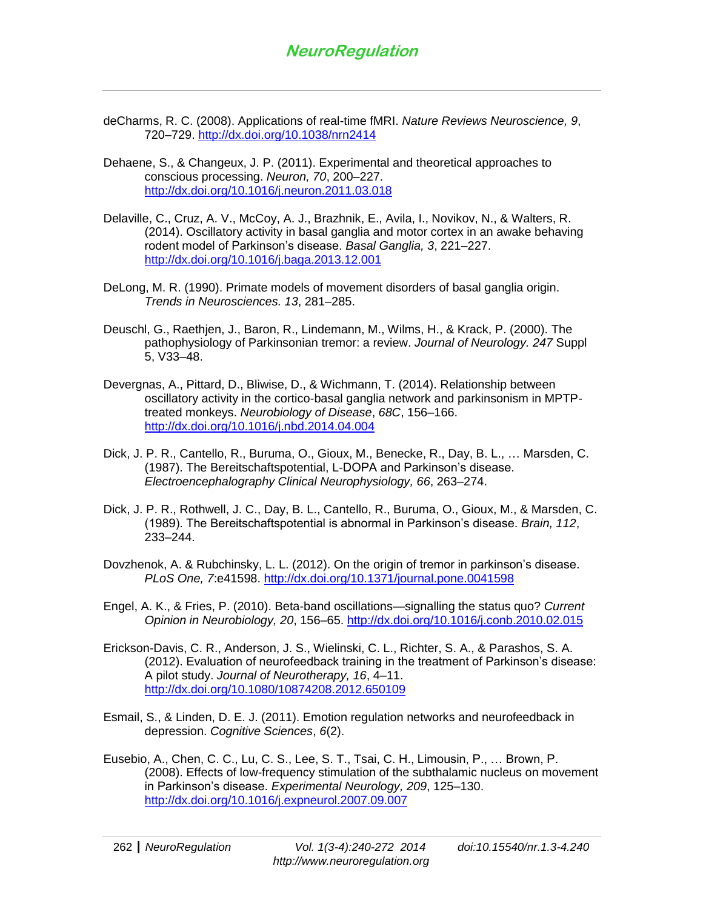deCharms, R. C. (2008). Applications of real-time fMRI. *Nature Reviews Neuroscience, 9*, 720–729. http://dx.doi.org/10.1038/nrn2414

Dehaene, S., & Changeux, J. P. (2011). Experimental and theoretical approaches to conscious processing. *Neuron, 70*, 200–227. http://dx.doi.org/10.1016/j.neuron.2011.03.018

Delaville, C., Cruz, A. V., McCoy, A. J., Brazhnik, E., Avila, I., Novikov, N., & Walters, R. (2014). Oscillatory activity in basal ganglia and motor cortex in an awake behaving rodent model of Parkinson's disease. *Basal Ganglia, 3*, 221–227. http://dx.doi.org/10.1016/j.baga.2013.12.001

DeLong, M. R. (1990). Primate models of movement disorders of basal ganglia origin. *Trends in Neurosciences. 13*, 281–285.

Deuschl, G., Raethjen, J., Baron, R., Lindemann, M., Wilms, H., & Krack, P. (2000). The pathophysiology of Parkinsonian tremor: a review. *Journal of Neurology. 247* Suppl 5, V33–48.

Devergnas, A., Pittard, D., Bliwise, D., & Wichmann, T. (2014). Relationship between oscillatory activity in the cortico-basal ganglia network and parkinsonism in MPTP-treated monkeys. *Neurobiology of Disease*, *68C*, 156–166. http://dx.doi.org/10.1016/j.nbd.2014.04.004

Dick, J. P. R., Cantello, R., Buruma, O., Gioux, M., Benecke, R., Day, B. L., … Marsden, C. (1987). The Bereitschaftspotential, L-DOPA and Parkinson's disease. *Electroencephalography Clinical Neurophysiology, 66*, 263–274.

Dick, J. P. R., Rothwell, J. C., Day, B. L., Cantello, R., Buruma, O., Gioux, M., & Marsden, C. (1989). The Bereitschaftspotential is abnormal in Parkinson's disease. *Brain, 112*, 233–244.

Dovzhenok, A. & Rubchinsky, L. L. (2012). On the origin of tremor in parkinson's disease. *PLoS One, 7*:e41598. http://dx.doi.org/10.1371/journal.pone.0041598

Engel, A. K., & Fries, P. (2010). Beta-band oscillations—signalling the status quo? *Current Opinion in Neurobiology, 20*, 156–65. http://dx.doi.org/10.1016/j.conb.2010.02.015

Erickson-Davis, C. R., Anderson, J. S., Wielinski, C. L., Richter, S. A., & Parashos, S. A. (2012). Evaluation of neurofeedback training in the treatment of Parkinson's disease: A pilot study. *Journal of Neurotherapy, 16*, 4–11. http://dx.doi.org/10.1080/10874208.2012.650109

Esmail, S., & Linden, D. E. J. (2011). Emotion regulation networks and neurofeedback in depression. *Cognitive Sciences*, *6*(2).

Eusebio, A., Chen, C. C., Lu, C. S., Lee, S. T., Tsai, C. H., Limousin, P., … Brown, P. (2008). Effects of low-frequency stimulation of the subthalamic nucleus on movement in Parkinson's disease. *Experimental Neurology, 209*, 125–130. http://dx.doi.org/10.1016/j.expneurol.2007.09.007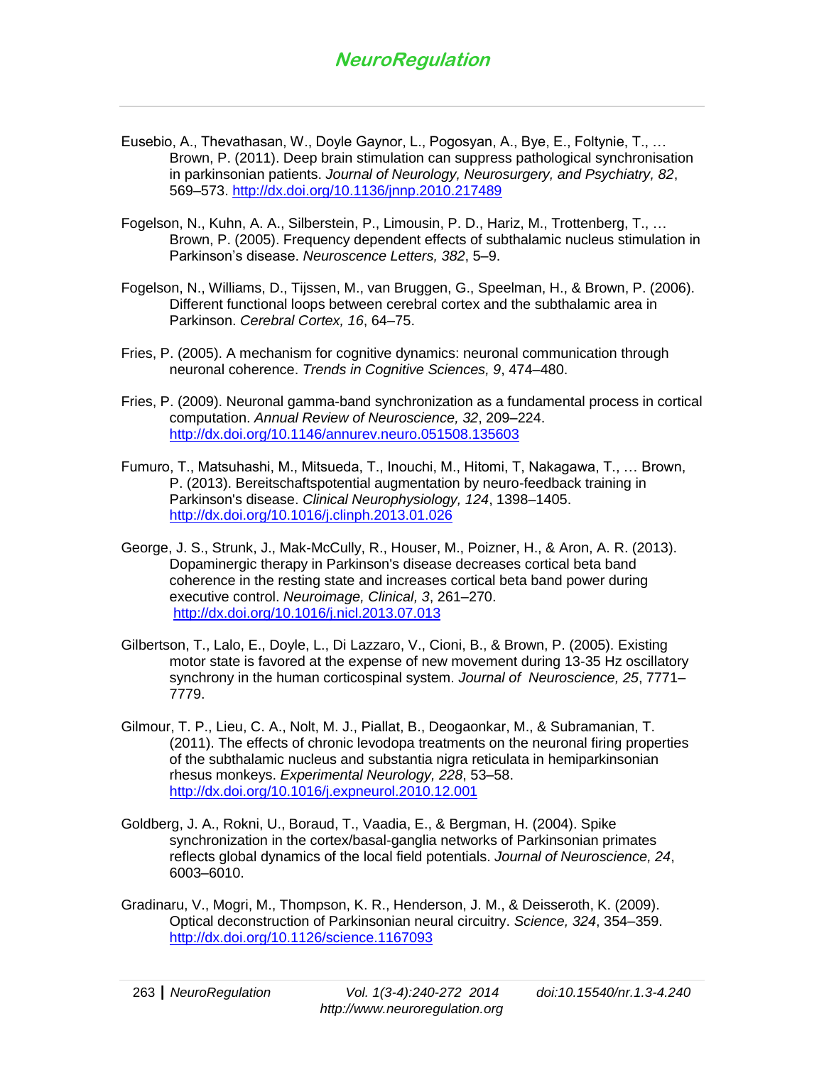Eusebio, A., Thevathasan, W., Doyle Gaynor, L., Pogosyan, A., Bye, E., Foltynie, T., … Brown, P. (2011). Deep brain stimulation can suppress pathological synchronisation in parkinsonian patients. *Journal of Neurology, Neurosurgery, and Psychiatry, 82*, 569–573. http://dx.doi.org/10.1136/jnnp.2010.217489

Fogelson, N., Kuhn, A. A., Silberstein, P., Limousin, P. D., Hariz, M., Trottenberg, T., … Brown, P. (2005). Frequency dependent effects of subthalamic nucleus stimulation in Parkinson's disease. *Neuroscence Letters, 382*, 5–9.

Fogelson, N., Williams, D., Tijssen, M., van Bruggen, G., Speelman, H., & Brown, P. (2006). Different functional loops between cerebral cortex and the subthalamic area in Parkinson. *Cerebral Cortex, 16*, 64–75.

Fries, P. (2005). A mechanism for cognitive dynamics: neuronal communication through neuronal coherence. *Trends in Cognitive Sciences, 9*, 474–480.

Fries, P. (2009). Neuronal gamma-band synchronization as a fundamental process in cortical computation. *Annual Review of Neuroscience, 32*, 209–224. http://dx.doi.org/10.1146/annurev.neuro.051508.135603

Fumuro, T., Matsuhashi, M., Mitsueda, T., Inouchi, M., Hitomi, T, Nakagawa, T., … Brown, P. (2013). Bereitschaftspotential augmentation by neuro-feedback training in Parkinson's disease. *Clinical Neurophysiology, 124*, 1398–1405. http://dx.doi.org/10.1016/j.clinph.2013.01.026

George, J. S., Strunk, J., Mak-McCully, R., Houser, M., Poizner, H., & Aron, A. R. (2013). Dopaminergic therapy in Parkinson's disease decreases cortical beta band coherence in the resting state and increases cortical beta band power during executive control. *Neuroimage, Clinical, 3*, 261–270. http://dx.doi.org/10.1016/j.nicl.2013.07.013

Gilbertson, T., Lalo, E., Doyle, L., Di Lazzaro, V., Cioni, B., & Brown, P. (2005). Existing motor state is favored at the expense of new movement during 13-35 Hz oscillatory synchrony in the human corticospinal system. *Journal of Neuroscience, 25*, 7771–7779.

Gilmour, T. P., Lieu, C. A., Nolt, M. J., Piallat, B., Deogaonkar, M., & Subramanian, T. (2011). The effects of chronic levodopa treatments on the neuronal firing properties of the subthalamic nucleus and substantia nigra reticulata in hemiparkinsonian rhesus monkeys. *Experimental Neurology, 228*, 53–58. http://dx.doi.org/10.1016/j.expneurol.2010.12.001

Goldberg, J. A., Rokni, U., Boraud, T., Vaadia, E., & Bergman, H. (2004). Spike synchronization in the cortex/basal-ganglia networks of Parkinsonian primates reflects global dynamics of the local field potentials. *Journal of Neuroscience, 24*, 6003–6010.

Gradinaru, V., Mogri, M., Thompson, K. R., Henderson, J. M., & Deisseroth, K. (2009). Optical deconstruction of Parkinsonian neural circuitry. *Science, 324*, 354–359. http://dx.doi.org/10.1126/science.1167093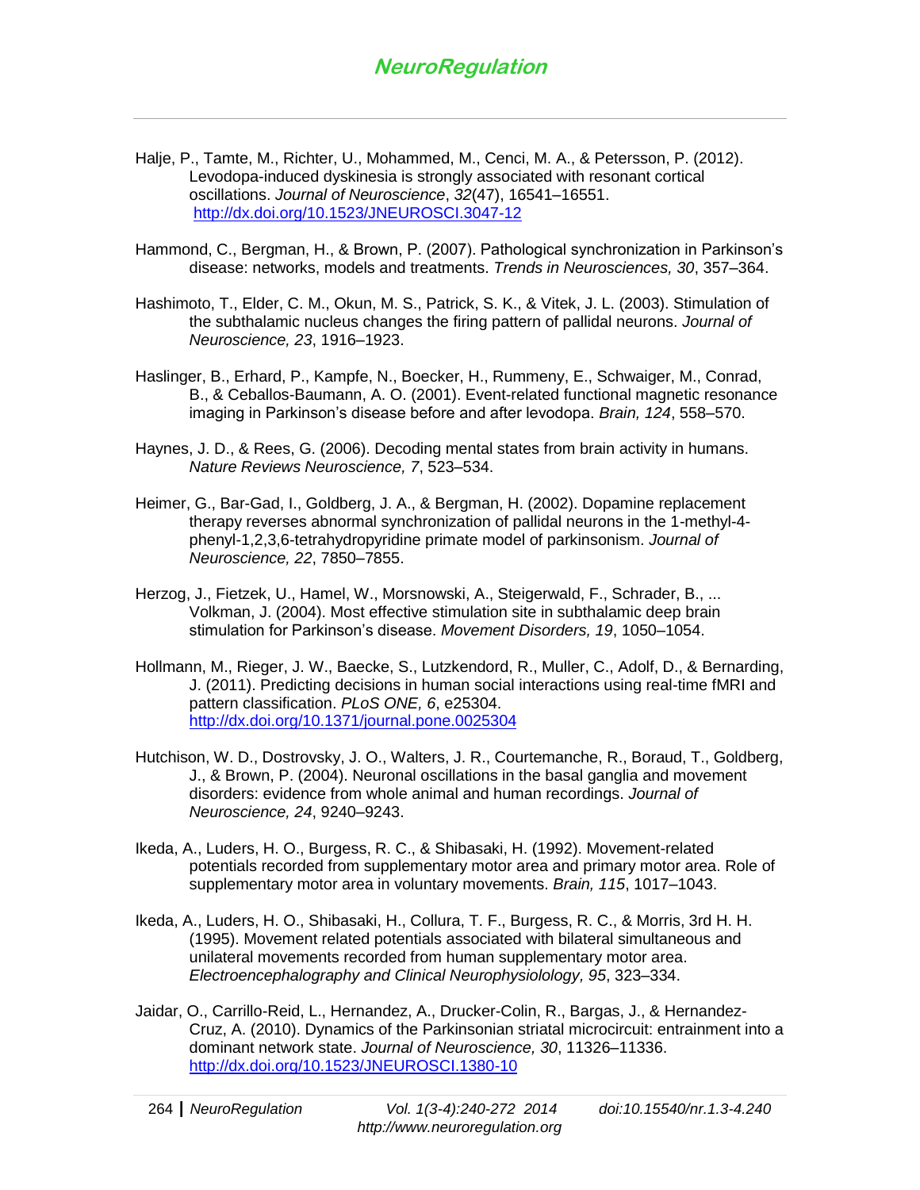Halje, P., Tamte, M., Richter, U., Mohammed, M., Cenci, M. A., & Petersson, P. (2012). Levodopa-induced dyskinesia is strongly associated with resonant cortical oscillations. *Journal of Neuroscience*, *32*(47), 16541–16551. http://dx.doi.org/10.1523/JNEUROSCI.3047-12

Hammond, C., Bergman, H., & Brown, P. (2007). Pathological synchronization in Parkinson's disease: networks, models and treatments. *Trends in Neurosciences, 30*, 357–364.

Hashimoto, T., Elder, C. M., Okun, M. S., Patrick, S. K., & Vitek, J. L. (2003). Stimulation of the subthalamic nucleus changes the firing pattern of pallidal neurons. *Journal of Neuroscience, 23*, 1916–1923.

Haslinger, B., Erhard, P., Kampfe, N., Boecker, H., Rummeny, E., Schwaiger, M., Conrad, B., & Ceballos-Baumann, A. O. (2001). Event-related functional magnetic resonance imaging in Parkinson's disease before and after levodopa. *Brain, 124*, 558–570.

Haynes, J. D., & Rees, G. (2006). Decoding mental states from brain activity in humans. *Nature Reviews Neuroscience, 7*, 523–534.

Heimer, G., Bar-Gad, I., Goldberg, J. A., & Bergman, H. (2002). Dopamine replacement therapy reverses abnormal synchronization of pallidal neurons in the 1-methyl-4-phenyl-1,2,3,6-tetrahydropyridine primate model of parkinsonism. *Journal of Neuroscience, 22*, 7850–7855.

Herzog, J., Fietzek, U., Hamel, W., Morsnowski, A., Steigerwald, F., Schrader, B., ... Volkman, J. (2004). Most effective stimulation site in subthalamic deep brain stimulation for Parkinson's disease. *Movement Disorders, 19*, 1050–1054.

Hollmann, M., Rieger, J. W., Baecke, S., Lutzkendord, R., Muller, C., Adolf, D., & Bernarding, J. (2011). Predicting decisions in human social interactions using real-time fMRI and pattern classification. *PLoS ONE, 6*, e25304. http://dx.doi.org/10.1371/journal.pone.0025304

Hutchison, W. D., Dostrovsky, J. O., Walters, J. R., Courtemanche, R., Boraud, T., Goldberg, J., & Brown, P. (2004). Neuronal oscillations in the basal ganglia and movement disorders: evidence from whole animal and human recordings. *Journal of Neuroscience, 24*, 9240–9243.

Ikeda, A., Luders, H. O., Burgess, R. C., & Shibasaki, H. (1992). Movement-related potentials recorded from supplementary motor area and primary motor area. Role of supplementary motor area in voluntary movements. *Brain, 115*, 1017–1043.

Ikeda, A., Luders, H. O., Shibasaki, H., Collura, T. F., Burgess, R. C., & Morris, 3rd H. H. (1995). Movement related potentials associated with bilateral simultaneous and unilateral movements recorded from human supplementary motor area. *Electroencephalography and Clinical Neurophysiolology, 95*, 323–334.

Jaidar, O., Carrillo-Reid, L., Hernandez, A., Drucker-Colin, R., Bargas, J., & Hernandez-Cruz, A. (2010). Dynamics of the Parkinsonian striatal microcircuit: entrainment into a dominant network state. *Journal of Neuroscience, 30*, 11326–11336. http://dx.doi.org/10.1523/JNEUROSCI.1380-10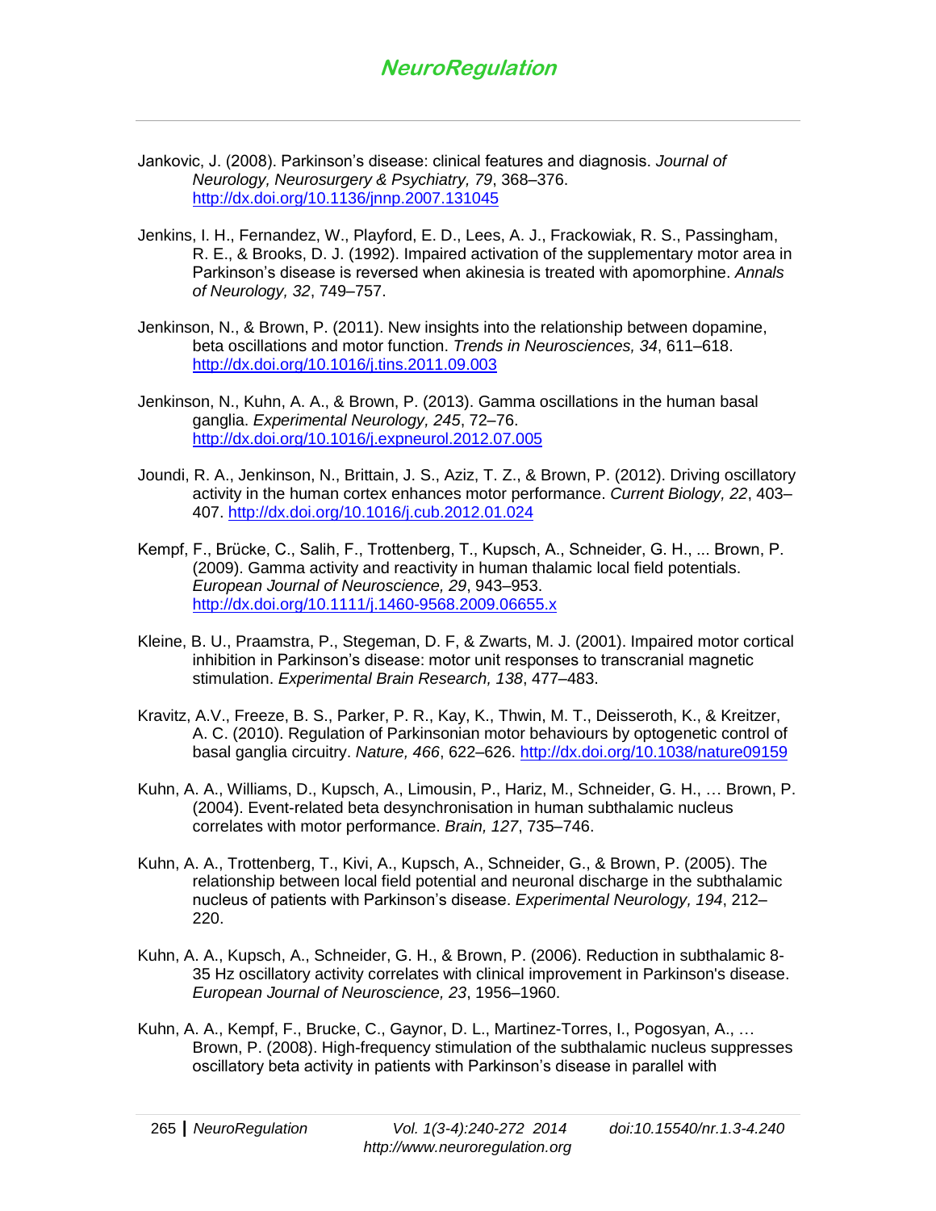Jankovic, J. (2008). Parkinson's disease: clinical features and diagnosis. *Journal of Neurology, Neurosurgery & Psychiatry, 79*, 368–376. http://dx.doi.org/10.1136/jnnp.2007.131045

Jenkins, I. H., Fernandez, W., Playford, E. D., Lees, A. J., Frackowiak, R. S., Passingham, R. E., & Brooks, D. J. (1992). Impaired activation of the supplementary motor area in Parkinson's disease is reversed when akinesia is treated with apomorphine. *Annals of Neurology, 32*, 749–757.

Jenkinson, N., & Brown, P. (2011). New insights into the relationship between dopamine, beta oscillations and motor function. *Trends in Neurosciences, 34*, 611–618. http://dx.doi.org/10.1016/j.tins.2011.09.003

Jenkinson, N., Kuhn, A. A., & Brown, P. (2013). Gamma oscillations in the human basal ganglia. *Experimental Neurology, 245*, 72–76. http://dx.doi.org/10.1016/j.expneurol.2012.07.005

Joundi, R. A., Jenkinson, N., Brittain, J. S., Aziz, T. Z., & Brown, P. (2012). Driving oscillatory activity in the human cortex enhances motor performance. *Current Biology, 22*, 403–407. http://dx.doi.org/10.1016/j.cub.2012.01.024

Kempf, F., Brücke, C., Salih, F., Trottenberg, T., Kupsch, A., Schneider, G. H., ... Brown, P. (2009). Gamma activity and reactivity in human thalamic local field potentials. *European Journal of Neuroscience, 29*, 943–953. http://dx.doi.org/10.1111/j.1460-9568.2009.06655.x

Kleine, B. U., Praamstra, P., Stegeman, D. F, & Zwarts, M. J. (2001). Impaired motor cortical inhibition in Parkinson's disease: motor unit responses to transcranial magnetic stimulation. *Experimental Brain Research, 138*, 477–483.

Kravitz, A.V., Freeze, B. S., Parker, P. R., Kay, K., Thwin, M. T., Deisseroth, K., & Kreitzer, A. C. (2010). Regulation of Parkinsonian motor behaviours by optogenetic control of basal ganglia circuitry. *Nature, 466*, 622–626. http://dx.doi.org/10.1038/nature09159

Kuhn, A. A., Williams, D., Kupsch, A., Limousin, P., Hariz, M., Schneider, G. H., … Brown, P. (2004). Event-related beta desynchronisation in human subthalamic nucleus correlates with motor performance. *Brain, 127*, 735–746.

Kuhn, A. A., Trottenberg, T., Kivi, A., Kupsch, A., Schneider, G., & Brown, P. (2005). The relationship between local field potential and neuronal discharge in the subthalamic nucleus of patients with Parkinson's disease. *Experimental Neurology, 194*, 212–220.

Kuhn, A. A., Kupsch, A., Schneider, G. H., & Brown, P. (2006). Reduction in subthalamic 8-35 Hz oscillatory activity correlates with clinical improvement in Parkinson's disease. *European Journal of Neuroscience, 23*, 1956–1960.

Kuhn, A. A., Kempf, F., Brucke, C., Gaynor, D. L., Martinez-Torres, I., Pogosyan, A., … Brown, P. (2008). High-frequency stimulation of the subthalamic nucleus suppresses oscillatory beta activity in patients with Parkinson's disease in parallel with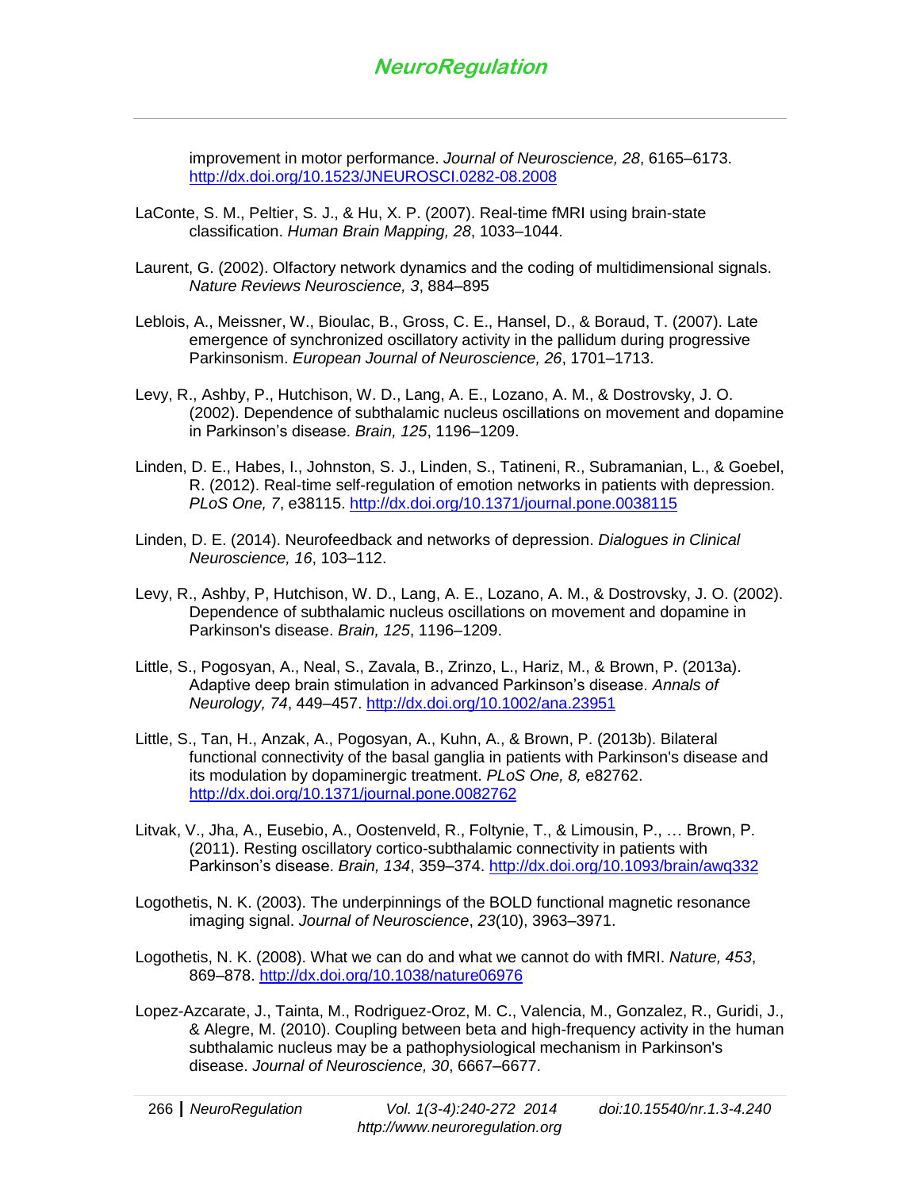improvement in motor performance. *Journal of Neuroscience, 28*, 6165–6173. http://dx.doi.org/10.1523/JNEUROSCI.0282-08.2008

LaConte, S. M., Peltier, S. J., & Hu, X. P. (2007). Real-time fMRI using brain-state classification. *Human Brain Mapping, 28*, 1033–1044.

Laurent, G. (2002). Olfactory network dynamics and the coding of multidimensional signals. *Nature Reviews Neuroscience, 3*, 884–895

Leblois, A., Meissner, W., Bioulac, B., Gross, C. E., Hansel, D., & Boraud, T. (2007). Late emergence of synchronized oscillatory activity in the pallidum during progressive Parkinsonism. *European Journal of Neuroscience, 26*, 1701–1713.

Levy, R., Ashby, P., Hutchison, W. D., Lang, A. E., Lozano, A. M., & Dostrovsky, J. O. (2002). Dependence of subthalamic nucleus oscillations on movement and dopamine in Parkinson's disease. *Brain, 125*, 1196–1209.

Linden, D. E., Habes, I., Johnston, S. J., Linden, S., Tatineni, R., Subramanian, L., & Goebel, R. (2012). Real-time self-regulation of emotion networks in patients with depression. *PLoS One, 7*, e38115. http://dx.doi.org/10.1371/journal.pone.0038115

Linden, D. E. (2014). Neurofeedback and networks of depression. *Dialogues in Clinical Neuroscience, 16*, 103–112.

Levy, R., Ashby, P, Hutchison, W. D., Lang, A. E., Lozano, A. M., & Dostrovsky, J. O. (2002). Dependence of subthalamic nucleus oscillations on movement and dopamine in Parkinson's disease. *Brain, 125*, 1196–1209.

Little, S., Pogosyan, A., Neal, S., Zavala, B., Zrinzo, L., Hariz, M., & Brown, P. (2013a). Adaptive deep brain stimulation in advanced Parkinson's disease. *Annals of Neurology, 74*, 449–457. http://dx.doi.org/10.1002/ana.23951

Little, S., Tan, H., Anzak, A., Pogosyan, A., Kuhn, A., & Brown, P. (2013b). Bilateral functional connectivity of the basal ganglia in patients with Parkinson's disease and its modulation by dopaminergic treatment. *PLoS One, 8,* e82762. http://dx.doi.org/10.1371/journal.pone.0082762

Litvak, V., Jha, A., Eusebio, A., Oostenveld, R., Foltynie, T., & Limousin, P., … Brown, P. (2011). Resting oscillatory cortico-subthalamic connectivity in patients with Parkinson's disease. *Brain, 134*, 359–374. http://dx.doi.org/10.1093/brain/awq332

Logothetis, N. K. (2003). The underpinnings of the BOLD functional magnetic resonance imaging signal. *Journal of Neuroscience*, *23*(10), 3963–3971.

Logothetis, N. K. (2008). What we can do and what we cannot do with fMRI. *Nature, 453*, 869–878. http://dx.doi.org/10.1038/nature06976

Lopez-Azcarate, J., Tainta, M., Rodriguez-Oroz, M. C., Valencia, M., Gonzalez, R., Guridi, J., & Alegre, M. (2010). Coupling between beta and high-frequency activity in the human subthalamic nucleus may be a pathophysiological mechanism in Parkinson's disease. *Journal of Neuroscience, 30*, 6667–6677.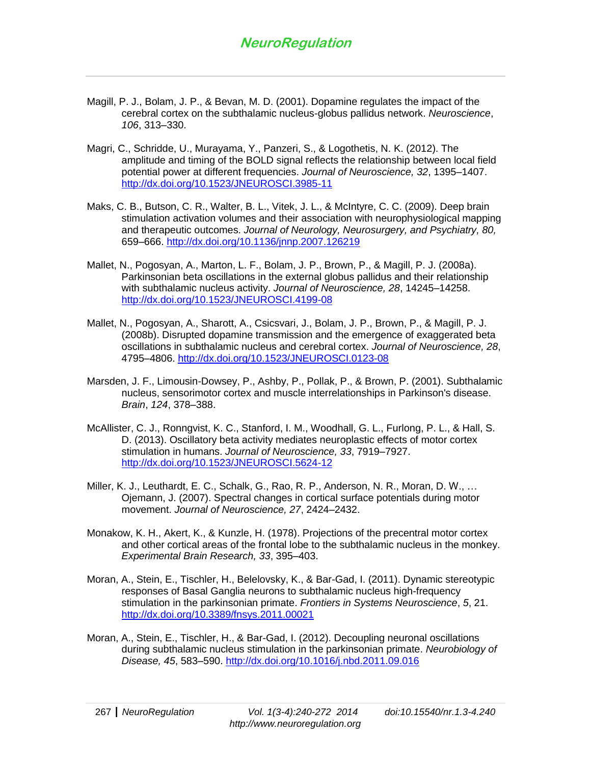Magill, P. J., Bolam, J. P., & Bevan, M. D. (2001). Dopamine regulates the impact of the cerebral cortex on the subthalamic nucleus-globus pallidus network. *Neuroscience*, *106*, 313–330.

Magri, C., Schridde, U., Murayama, Y., Panzeri, S., & Logothetis, N. K. (2012). The amplitude and timing of the BOLD signal reflects the relationship between local field potential power at different frequencies. *Journal of Neuroscience, 32*, 1395–1407. http://dx.doi.org/10.1523/JNEUROSCI.3985-11

Maks, C. B., Butson, C. R., Walter, B. L., Vitek, J. L., & McIntyre, C. C. (2009). Deep brain stimulation activation volumes and their association with neurophysiological mapping and therapeutic outcomes. *Journal of Neurology, Neurosurgery, and Psychiatry, 80,* 659–666. http://dx.doi.org/10.1136/jnnp.2007.126219

Mallet, N., Pogosyan, A., Marton, L. F., Bolam, J. P., Brown, P., & Magill, P. J. (2008a). Parkinsonian beta oscillations in the external globus pallidus and their relationship with subthalamic nucleus activity. *Journal of Neuroscience, 28*, 14245–14258. http://dx.doi.org/10.1523/JNEUROSCI.4199-08

Mallet, N., Pogosyan, A., Sharott, A., Csicsvari, J., Bolam, J. P., Brown, P., & Magill, P. J. (2008b). Disrupted dopamine transmission and the emergence of exaggerated beta oscillations in subthalamic nucleus and cerebral cortex. *Journal of Neuroscience, 28*, 4795–4806. http://dx.doi.org/10.1523/JNEUROSCI.0123-08

Marsden, J. F., Limousin-Dowsey, P., Ashby, P., Pollak, P., & Brown, P. (2001). Subthalamic nucleus, sensorimotor cortex and muscle interrelationships in Parkinson's disease. *Brain*, *124*, 378–388.

McAllister, C. J., Ronngvist, K. C., Stanford, I. M., Woodhall, G. L., Furlong, P. L., & Hall, S. D. (2013). Oscillatory beta activity mediates neuroplastic effects of motor cortex stimulation in humans. *Journal of Neuroscience, 33*, 7919–7927. http://dx.doi.org/10.1523/JNEUROSCI.5624-12

Miller, K. J., Leuthardt, E. C., Schalk, G., Rao, R. P., Anderson, N. R., Moran, D. W., … Ojemann, J. (2007). Spectral changes in cortical surface potentials during motor movement. *Journal of Neuroscience, 27*, 2424–2432.

Monakow, K. H., Akert, K., & Kunzle, H. (1978). Projections of the precentral motor cortex and other cortical areas of the frontal lobe to the subthalamic nucleus in the monkey. *Experimental Brain Research, 33*, 395–403.

Moran, A., Stein, E., Tischler, H., Belelovsky, K., & Bar-Gad, I. (2011). Dynamic stereotypic responses of Basal Ganglia neurons to subthalamic nucleus high-frequency stimulation in the parkinsonian primate. *Frontiers in Systems Neuroscience*, *5*, 21. http://dx.doi.org/10.3389/fnsys.2011.00021

Moran, A., Stein, E., Tischler, H., & Bar-Gad, I. (2012). Decoupling neuronal oscillations during subthalamic nucleus stimulation in the parkinsonian primate. *Neurobiology of Disease, 45*, 583–590. http://dx.doi.org/10.1016/j.nbd.2011.09.016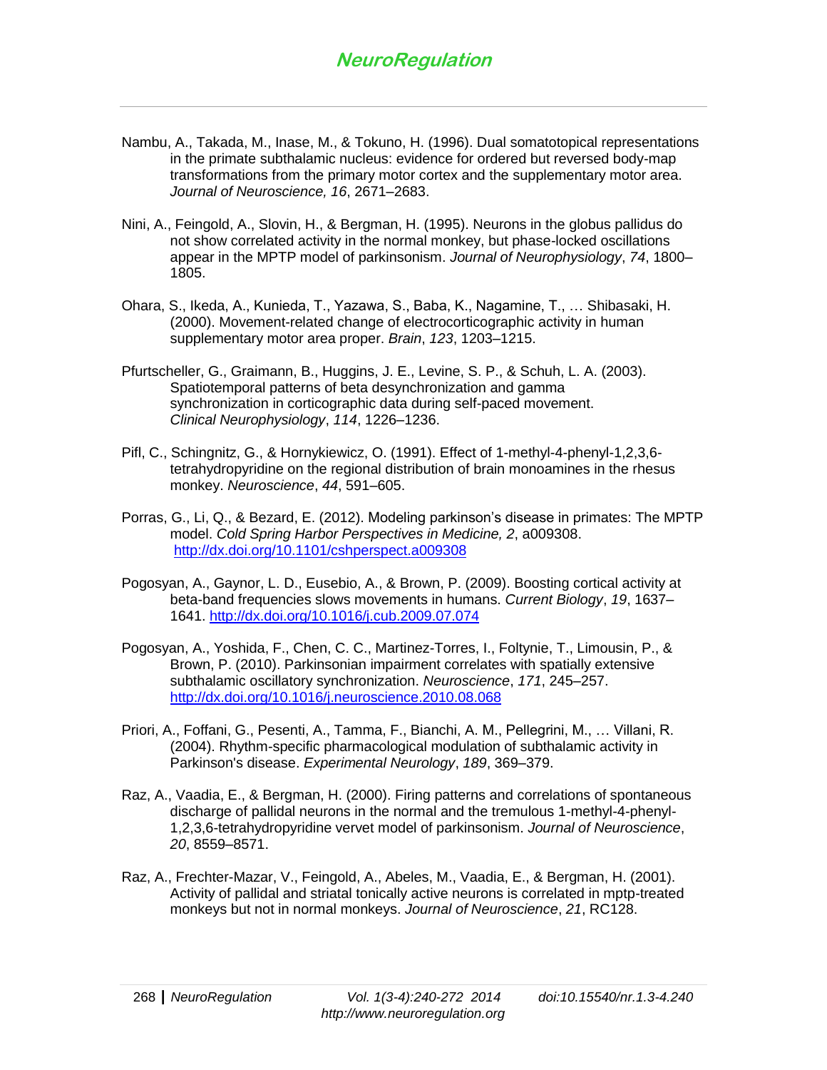Nambu, A., Takada, M., Inase, M., & Tokuno, H. (1996). Dual somatotopical representations in the primate subthalamic nucleus: evidence for ordered but reversed body-map transformations from the primary motor cortex and the supplementary motor area. *Journal of Neuroscience, 16*, 2671–2683.

Nini, A., Feingold, A., Slovin, H., & Bergman, H. (1995). Neurons in the globus pallidus do not show correlated activity in the normal monkey, but phase-locked oscillations appear in the MPTP model of parkinsonism. *Journal of Neurophysiology*, *74*, 1800–1805.

Ohara, S., Ikeda, A., Kunieda, T., Yazawa, S., Baba, K., Nagamine, T., … Shibasaki, H. (2000). Movement-related change of electrocorticographic activity in human supplementary motor area proper. *Brain*, *123*, 1203–1215.

Pfurtscheller, G., Graimann, B., Huggins, J. E., Levine, S. P., & Schuh, L. A. (2003). Spatiotemporal patterns of beta desynchronization and gamma synchronization in corticographic data during self-paced movement. *Clinical Neurophysiology*, *114*, 1226–1236.

Pifl, C., Schingnitz, G., & Hornykiewicz, O. (1991). Effect of 1-methyl-4-phenyl-1,2,3,6-tetrahydropyridine on the regional distribution of brain monoamines in the rhesus monkey. *Neuroscience*, *44*, 591–605.

Porras, G., Li, Q., & Bezard, E. (2012). Modeling parkinson's disease in primates: The MPTP model. *Cold Spring Harbor Perspectives in Medicine, 2*, a009308. http://dx.doi.org/10.1101/cshperspect.a009308

Pogosyan, A., Gaynor, L. D., Eusebio, A., & Brown, P. (2009). Boosting cortical activity at beta-band frequencies slows movements in humans. *Current Biology*, *19*, 1637–1641. http://dx.doi.org/10.1016/j.cub.2009.07.074

Pogosyan, A., Yoshida, F., Chen, C. C., Martinez-Torres, I., Foltynie, T., Limousin, P., & Brown, P. (2010). Parkinsonian impairment correlates with spatially extensive subthalamic oscillatory synchronization. *Neuroscience*, *171*, 245–257. http://dx.doi.org/10.1016/j.neuroscience.2010.08.068

Priori, A., Foffani, G., Pesenti, A., Tamma, F., Bianchi, A. M., Pellegrini, M., … Villani, R. (2004). Rhythm-specific pharmacological modulation of subthalamic activity in Parkinson's disease. *Experimental Neurology*, *189*, 369–379.

Raz, A., Vaadia, E., & Bergman, H. (2000). Firing patterns and correlations of spontaneous discharge of pallidal neurons in the normal and the tremulous 1-methyl-4-phenyl-1,2,3,6-tetrahydropyridine vervet model of parkinsonism. *Journal of Neuroscience*, *20*, 8559–8571.

Raz, A., Frechter-Mazar, V., Feingold, A., Abeles, M., Vaadia, E., & Bergman, H. (2001). Activity of pallidal and striatal tonically active neurons is correlated in mptp-treated monkeys but not in normal monkeys. *Journal of Neuroscience*, *21*, RC128.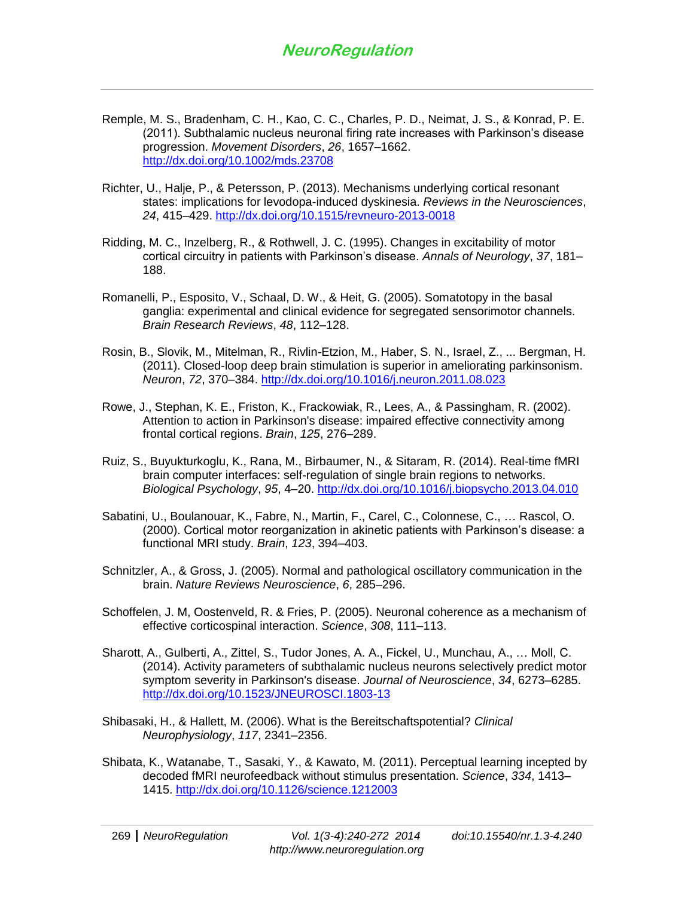Remple, M. S., Bradenham, C. H., Kao, C. C., Charles, P. D., Neimat, J. S., & Konrad, P. E. (2011). Subthalamic nucleus neuronal firing rate increases with Parkinson's disease progression. *Movement Disorders*, *26*, 1657–1662. http://dx.doi.org/10.1002/mds.23708

Richter, U., Halje, P., & Petersson, P. (2013). Mechanisms underlying cortical resonant states: implications for levodopa-induced dyskinesia. *Reviews in the Neurosciences*, *24*, 415–429. http://dx.doi.org/10.1515/revneuro-2013-0018

Ridding, M. C., Inzelberg, R., & Rothwell, J. C. (1995). Changes in excitability of motor cortical circuitry in patients with Parkinson's disease. *Annals of Neurology*, *37*, 181–188.

Romanelli, P., Esposito, V., Schaal, D. W., & Heit, G. (2005). Somatotopy in the basal ganglia: experimental and clinical evidence for segregated sensorimotor channels. *Brain Research Reviews*, *48*, 112–128.

Rosin, B., Slovik, M., Mitelman, R., Rivlin-Etzion, M., Haber, S. N., Israel, Z., ... Bergman, H. (2011). Closed-loop deep brain stimulation is superior in ameliorating parkinsonism. *Neuron*, *72*, 370–384. http://dx.doi.org/10.1016/j.neuron.2011.08.023

Rowe, J., Stephan, K. E., Friston, K., Frackowiak, R., Lees, A., & Passingham, R. (2002). Attention to action in Parkinson's disease: impaired effective connectivity among frontal cortical regions. *Brain*, *125*, 276–289.

Ruiz, S., Buyukturkoglu, K., Rana, M., Birbaumer, N., & Sitaram, R. (2014). Real-time fMRI brain computer interfaces: self-regulation of single brain regions to networks. *Biological Psychology*, *95*, 4–20. http://dx.doi.org/10.1016/j.biopsycho.2013.04.010

Sabatini, U., Boulanouar, K., Fabre, N., Martin, F., Carel, C., Colonnese, C., … Rascol, O. (2000). Cortical motor reorganization in akinetic patients with Parkinson's disease: a functional MRI study. *Brain*, *123*, 394–403.

Schnitzler, A., & Gross, J. (2005). Normal and pathological oscillatory communication in the brain. *Nature Reviews Neuroscience*, *6*, 285–296.

Schoffelen, J. M, Oostenveld, R. & Fries, P. (2005). Neuronal coherence as a mechanism of effective corticospinal interaction. *Science*, *308*, 111–113.

Sharott, A., Gulberti, A., Zittel, S., Tudor Jones, A. A., Fickel, U., Munchau, A., … Moll, C. (2014). Activity parameters of subthalamic nucleus neurons selectively predict motor symptom severity in Parkinson's disease. *Journal of Neuroscience*, *34*, 6273–6285. http://dx.doi.org/10.1523/JNEUROSCI.1803-13

Shibasaki, H., & Hallett, M. (2006). What is the Bereitschaftspotential? *Clinical Neurophysiology*, *117*, 2341–2356.

Shibata, K., Watanabe, T., Sasaki, Y., & Kawato, M. (2011). Perceptual learning incepted by decoded fMRI neurofeedback without stimulus presentation. *Science*, *334*, 1413–1415. http://dx.doi.org/10.1126/science.1212003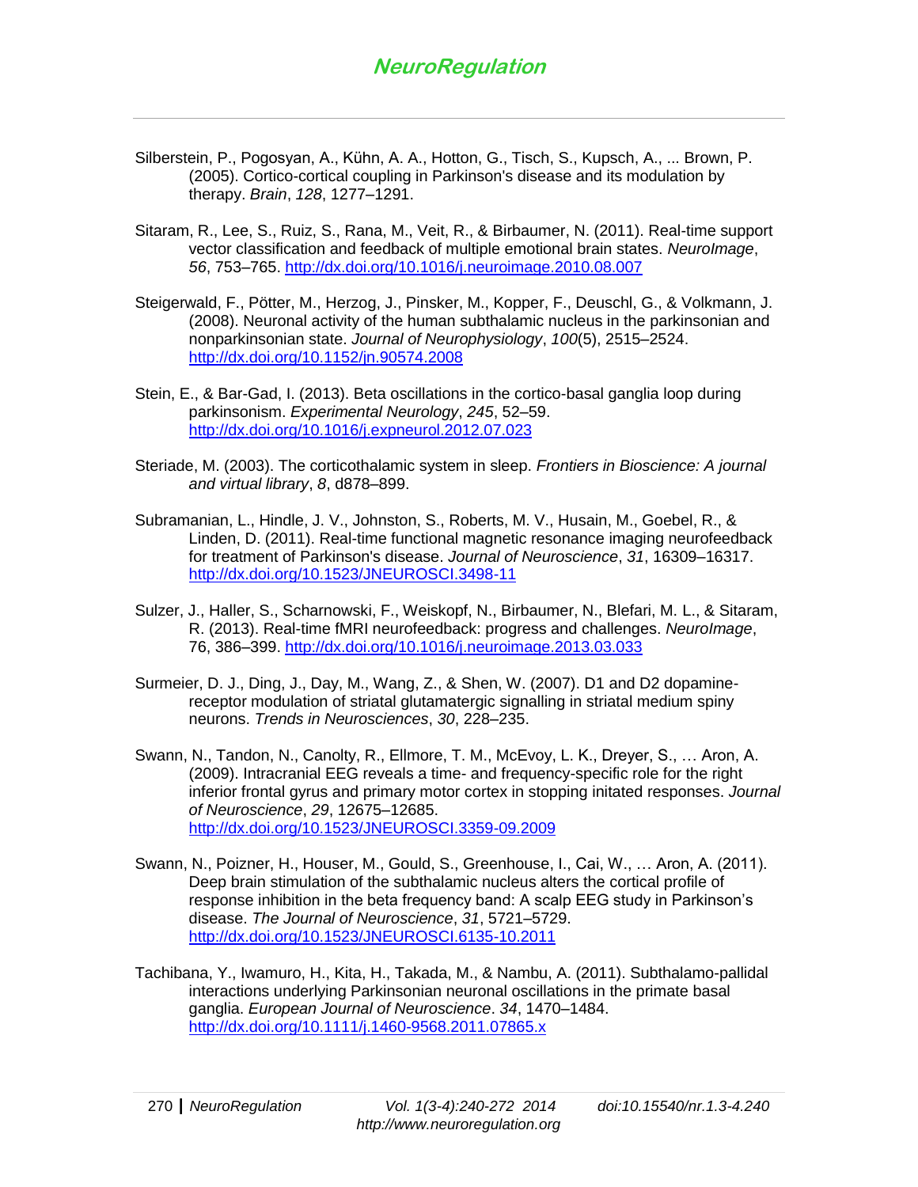Silberstein, P., Pogosyan, A., Kühn, A. A., Hotton, G., Tisch, S., Kupsch, A., ... Brown, P. (2005). Cortico-cortical coupling in Parkinson's disease and its modulation by therapy. *Brain*, *128*, 1277–1291.

Sitaram, R., Lee, S., Ruiz, S., Rana, M., Veit, R., & Birbaumer, N. (2011). Real-time support vector classification and feedback of multiple emotional brain states. *NeuroImage*, *56*, 753–765. http://dx.doi.org/10.1016/j.neuroimage.2010.08.007

Steigerwald, F., Pötter, M., Herzog, J., Pinsker, M., Kopper, F., Deuschl, G., & Volkmann, J. (2008). Neuronal activity of the human subthalamic nucleus in the parkinsonian and nonparkinsonian state. *Journal of Neurophysiology*, *100*(5), 2515–2524. http://dx.doi.org/10.1152/jn.90574.2008

Stein, E., & Bar-Gad, I. (2013). Beta oscillations in the cortico-basal ganglia loop during parkinsonism. *Experimental Neurology*, *245*, 52–59. http://dx.doi.org/10.1016/j.expneurol.2012.07.023

Steriade, M. (2003). The corticothalamic system in sleep. *Frontiers in Bioscience: A journal and virtual library*, *8*, d878–899.

Subramanian, L., Hindle, J. V., Johnston, S., Roberts, M. V., Husain, M., Goebel, R., & Linden, D. (2011). Real-time functional magnetic resonance imaging neurofeedback for treatment of Parkinson's disease. *Journal of Neuroscience*, *31*, 16309–16317. http://dx.doi.org/10.1523/JNEUROSCI.3498-11

Sulzer, J., Haller, S., Scharnowski, F., Weiskopf, N., Birbaumer, N., Blefari, M. L., & Sitaram, R. (2013). Real-time fMRI neurofeedback: progress and challenges. *NeuroImage*, 76, 386–399. http://dx.doi.org/10.1016/j.neuroimage.2013.03.033

Surmeier, D. J., Ding, J., Day, M., Wang, Z., & Shen, W. (2007). D1 and D2 dopamine-receptor modulation of striatal glutamatergic signalling in striatal medium spiny neurons. *Trends in Neurosciences*, *30*, 228–235.

Swann, N., Tandon, N., Canolty, R., Ellmore, T. M., McEvoy, L. K., Dreyer, S., … Aron, A. (2009). Intracranial EEG reveals a time- and frequency-specific role for the right inferior frontal gyrus and primary motor cortex in stopping initated responses. *Journal of Neuroscience*, *29*, 12675–12685. http://dx.doi.org/10.1523/JNEUROSCI.3359-09.2009

Swann, N., Poizner, H., Houser, M., Gould, S., Greenhouse, I., Cai, W., … Aron, A. (2011). Deep brain stimulation of the subthalamic nucleus alters the cortical profile of response inhibition in the beta frequency band: A scalp EEG study in Parkinson's disease. *The Journal of Neuroscience*, *31*, 5721–5729. http://dx.doi.org/10.1523/JNEUROSCI.6135-10.2011

Tachibana, Y., Iwamuro, H., Kita, H., Takada, M., & Nambu, A. (2011). Subthalamo-pallidal interactions underlying Parkinsonian neuronal oscillations in the primate basal ganglia. *European Journal of Neuroscience*. *34*, 1470–1484. http://dx.doi.org/10.1111/j.1460-9568.2011.07865.x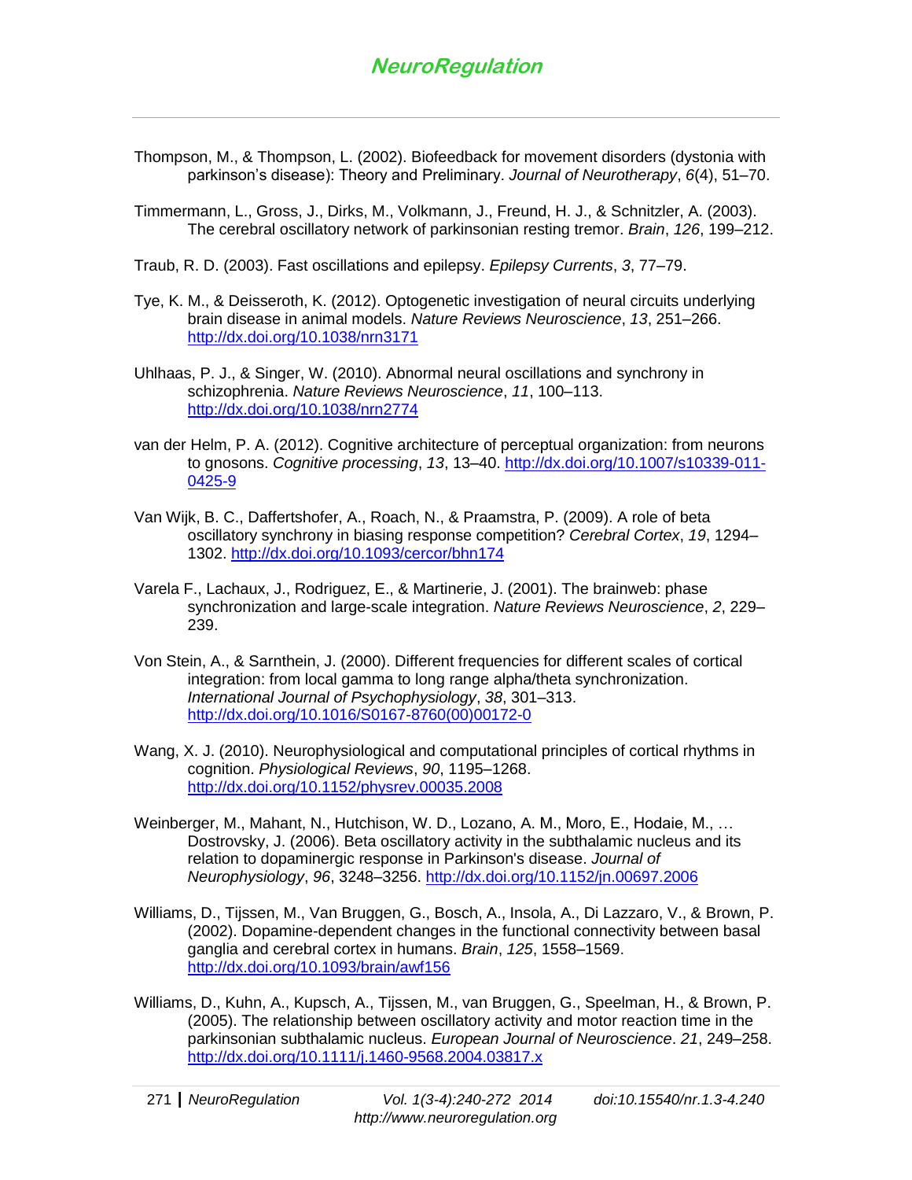Thompson, M., & Thompson, L. (2002). Biofeedback for movement disorders (dystonia with parkinson's disease): Theory and Preliminary. *Journal of Neurotherapy*, *6*(4), 51–70.

Timmermann, L., Gross, J., Dirks, M., Volkmann, J., Freund, H. J., & Schnitzler, A. (2003). The cerebral oscillatory network of parkinsonian resting tremor. *Brain*, *126*, 199–212.

Traub, R. D. (2003). Fast oscillations and epilepsy. *Epilepsy Currents*, *3*, 77–79.

Tye, K. M., & Deisseroth, K. (2012). Optogenetic investigation of neural circuits underlying brain disease in animal models. *Nature Reviews Neuroscience*, *13*, 251–266. http://dx.doi.org/10.1038/nrn3171

Uhlhaas, P. J., & Singer, W. (2010). Abnormal neural oscillations and synchrony in schizophrenia. *Nature Reviews Neuroscience*, *11*, 100–113. http://dx.doi.org/10.1038/nrn2774

van der Helm, P. A. (2012). Cognitive architecture of perceptual organization: from neurons to gnosons. *Cognitive processing*, *13*, 13–40. http://dx.doi.org/10.1007/s10339-011-0425-9

Van Wijk, B. C., Daffertshofer, A., Roach, N., & Praamstra, P. (2009). A role of beta oscillatory synchrony in biasing response competition? *Cerebral Cortex*, *19*, 1294–1302. http://dx.doi.org/10.1093/cercor/bhn174

Varela F., Lachaux, J., Rodriguez, E., & Martinerie, J. (2001). The brainweb: phase synchronization and large-scale integration. *Nature Reviews Neuroscience*, *2*, 229–239.

Von Stein, A., & Sarnthein, J. (2000). Different frequencies for different scales of cortical integration: from local gamma to long range alpha/theta synchronization. *International Journal of Psychophysiology*, *38*, 301–313. http://dx.doi.org/10.1016/S0167-8760(00)00172-0

Wang, X. J. (2010). Neurophysiological and computational principles of cortical rhythms in cognition. *Physiological Reviews*, *90*, 1195–1268. http://dx.doi.org/10.1152/physrev.00035.2008

Weinberger, M., Mahant, N., Hutchison, W. D., Lozano, A. M., Moro, E., Hodaie, M., … Dostrovsky, J. (2006). Beta oscillatory activity in the subthalamic nucleus and its relation to dopaminergic response in Parkinson's disease. *Journal of Neurophysiology*, *96*, 3248–3256. http://dx.doi.org/10.1152/jn.00697.2006

Williams, D., Tijssen, M., Van Bruggen, G., Bosch, A., Insola, A., Di Lazzaro, V., & Brown, P. (2002). Dopamine-dependent changes in the functional connectivity between basal ganglia and cerebral cortex in humans. *Brain*, *125*, 1558–1569. http://dx.doi.org/10.1093/brain/awf156

Williams, D., Kuhn, A., Kupsch, A., Tijssen, M., van Bruggen, G., Speelman, H., & Brown, P. (2005). The relationship between oscillatory activity and motor reaction time in the parkinsonian subthalamic nucleus. *European Journal of Neuroscience*. *21*, 249–258. http://dx.doi.org/10.1111/j.1460-9568.2004.03817.x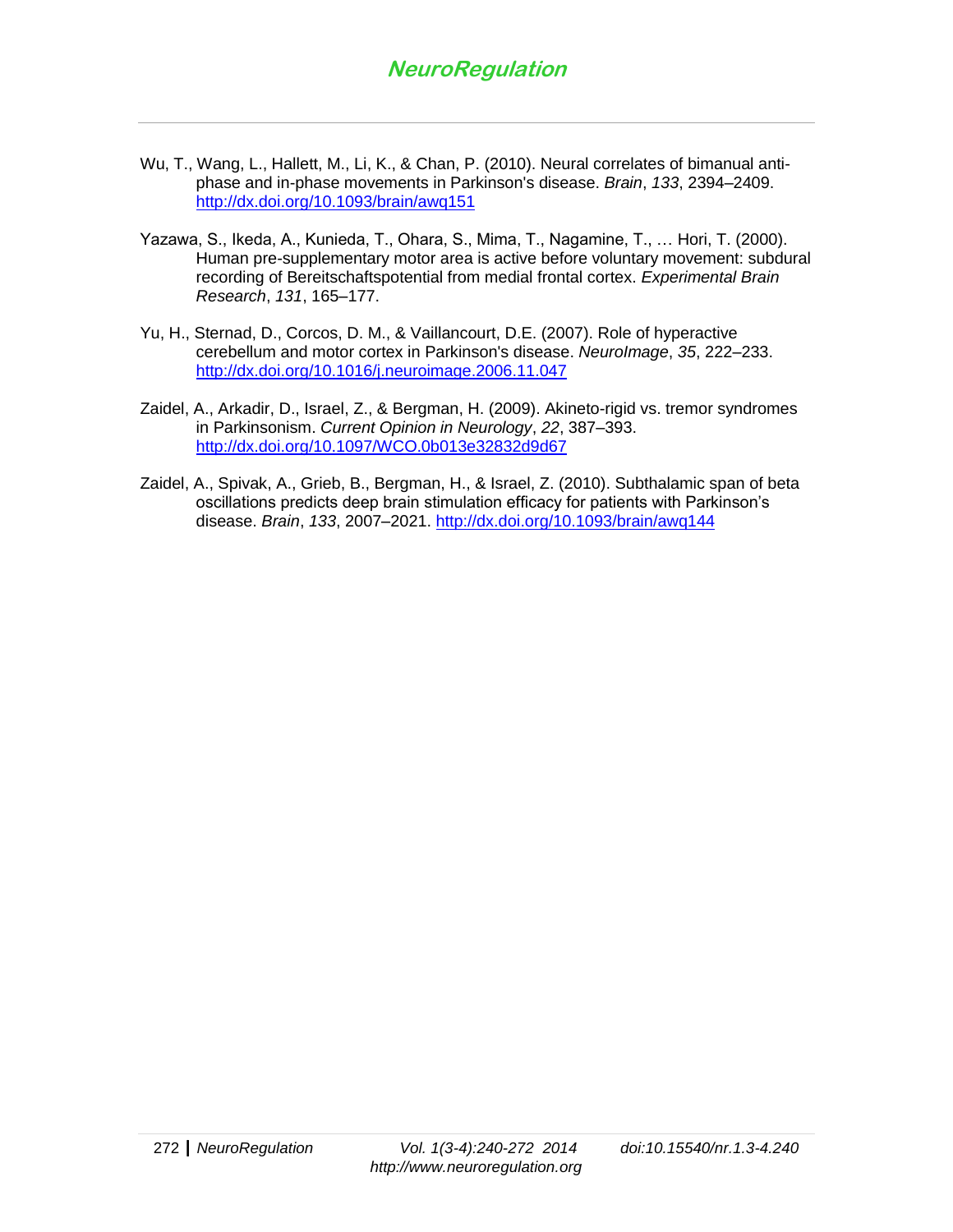Wu, T., Wang, L., Hallett, M., Li, K., & Chan, P. (2010). Neural correlates of bimanual anti-phase and in-phase movements in Parkinson's disease. *Brain*, *133*, 2394–2409. http://dx.doi.org/10.1093/brain/awq151

Yazawa, S., Ikeda, A., Kunieda, T., Ohara, S., Mima, T., Nagamine, T., … Hori, T. (2000). Human pre-supplementary motor area is active before voluntary movement: subdural recording of Bereitschaftspotential from medial frontal cortex. *Experimental Brain Research*, *131*, 165–177.

Yu, H., Sternad, D., Corcos, D. M., & Vaillancourt, D.E. (2007). Role of hyperactive cerebellum and motor cortex in Parkinson's disease. *NeuroImage*, *35*, 222–233. http://dx.doi.org/10.1016/j.neuroimage.2006.11.047

Zaidel, A., Arkadir, D., Israel, Z., & Bergman, H. (2009). Akineto-rigid vs. tremor syndromes in Parkinsonism. *Current Opinion in Neurology*, *22*, 387–393. http://dx.doi.org/10.1097/WCO.0b013e32832d9d67

Zaidel, A., Spivak, A., Grieb, B., Bergman, H., & Israel, Z. (2010). Subthalamic span of beta oscillations predicts deep brain stimulation efficacy for patients with Parkinson's disease. *Brain*, *133*, 2007–2021. http://dx.doi.org/10.1093/brain/awq144